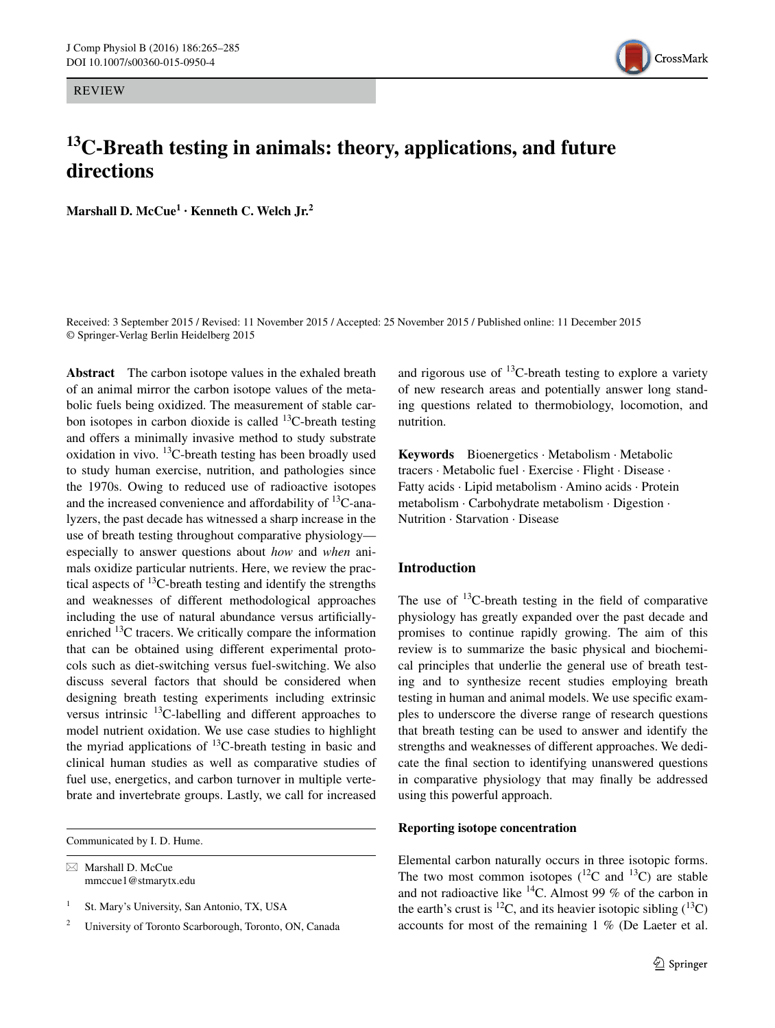REVIEW

# $^{13}$C-Breath testing in animals: theory, applications, and future directions

**Marshall D. McCue[1] · Kenneth C. Welch Jr.[2]**

Received: 3 September 2015 / Revised: 11 November 2015 / Accepted: 25 November 2015 / Published online: 11 December 2015
© Springer-Verlag Berlin Heidelberg 2015

**Abstract** The carbon isotope values in the exhaled breath of an animal mirror the carbon isotope values of the metabolic fuels being oxidized. The measurement of stable carbon isotopes in carbon dioxide is called $^{13}$C-breath testing and offers a minimally invasive method to study substrate oxidation in vivo. $^{13}$C-breath testing has been broadly used to study human exercise, nutrition, and pathologies since the 1970s. Owing to reduced use of radioactive isotopes and the increased convenience and affordability of $^{13}$C-analyzers, the past decade has witnessed a sharp increase in the use of breath testing throughout comparative physiology—especially to answer questions about *how* and *when* animals oxidize particular nutrients. Here, we review the practical aspects of $^{13}$C-breath testing and identify the strengths and weaknesses of different methodological approaches including the use of natural abundance versus artificially-enriched $^{13}$C tracers. We critically compare the information that can be obtained using different experimental protocols such as diet-switching versus fuel-switching. We also discuss several factors that should be considered when designing breath testing experiments including extrinsic versus intrinsic $^{13}$C-labelling and different approaches to model nutrient oxidation. We use case studies to highlight the myriad applications of $^{13}$C-breath testing in basic and clinical human studies as well as comparative studies of fuel use, energetics, and carbon turnover in multiple vertebrate and invertebrate groups. Lastly, we call for increased and rigorous use of $^{13}$C-breath testing to explore a variety of new research areas and potentially answer long standing questions related to thermobiology, locomotion, and nutrition.

**Keywords** Bioenergetics · Metabolism · Metabolic tracers · Metabolic fuel · Exercise · Flight · Disease · Fatty acids · Lipid metabolism · Amino acids · Protein metabolism · Carbohydrate metabolism · Digestion · Nutrition · Starvation · Disease

Communicated by I. D. Hume.

✉ Marshall D. McCue
mmccue1@stmarytx.edu

[1] St. Mary's University, San Antonio, TX, USA

[2] University of Toronto Scarborough, Toronto, ON, Canada

## Introduction

The use of $^{13}$C-breath testing in the field of comparative physiology has greatly expanded over the past decade and promises to continue rapidly growing. The aim of this review is to summarize the basic physical and biochemical principles that underlie the general use of breath testing and to synthesize recent studies employing breath testing in human and animal models. We use specific examples to underscore the diverse range of research questions that breath testing can be used to answer and identify the strengths and weaknesses of different approaches. We dedicate the final section to identifying unanswered questions in comparative physiology that may finally be addressed using this powerful approach.

### Reporting isotope concentration

Elemental carbon naturally occurs in three isotopic forms. The two most common isotopes ($^{12}$C and $^{13}$C) are stable and not radioactive like $^{14}$C. Almost 99 % of the carbon in the earth's crust is $^{12}$C, and its heavier isotopic sibling ($^{13}$C) accounts for most of the remaining 1 % (De Laeter et al.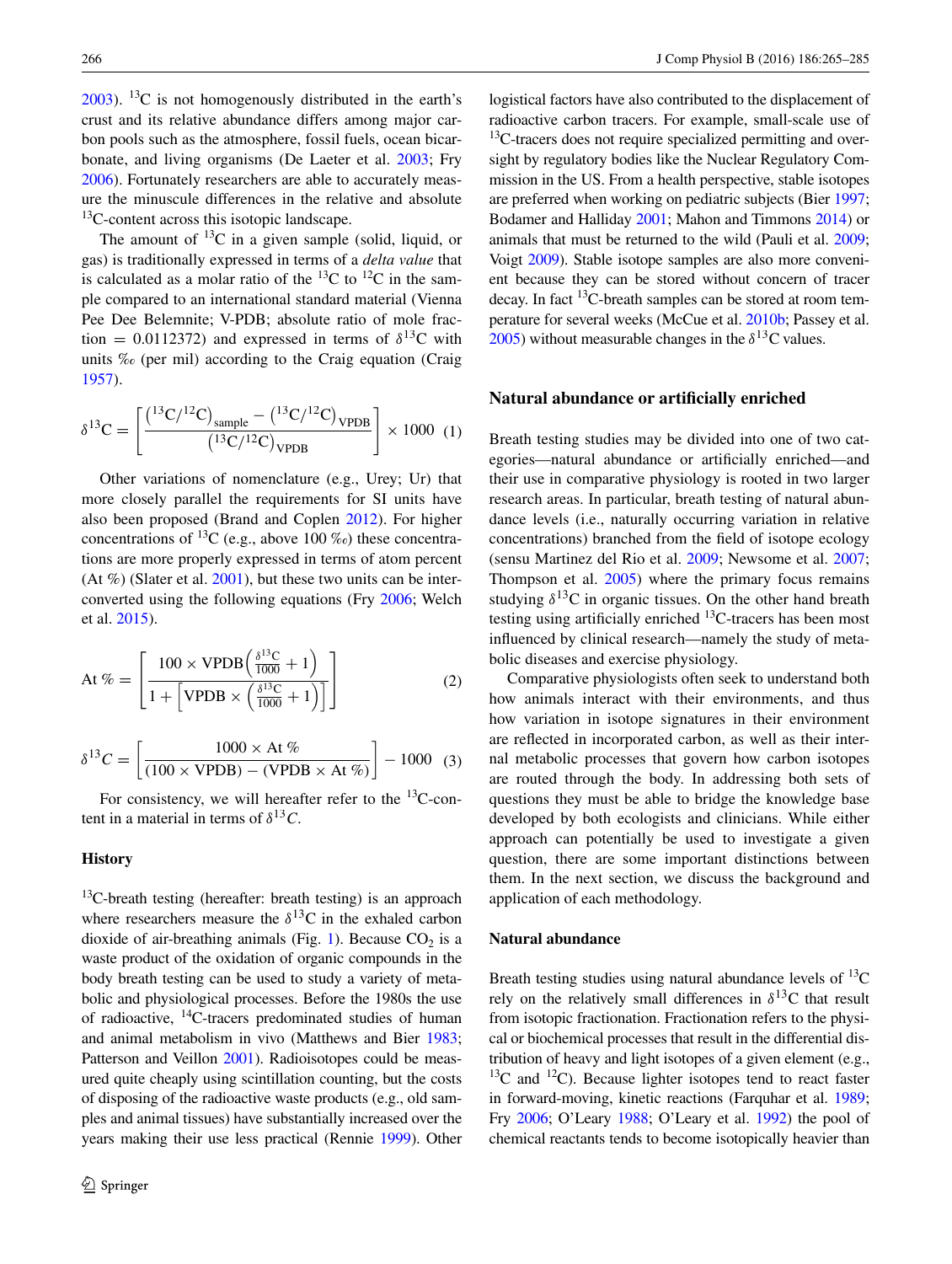2003). $^{13}C$ is not homogenously distributed in the earth's crust and its relative abundance differs among major carbon pools such as the atmosphere, fossil fuels, ocean bicarbonate, and living organisms (De Laeter et al. 2003; Fry 2006). Fortunately researchers are able to accurately measure the minuscule differences in the relative and absolute $^{13}C$-content across this isotopic landscape.

The amount of $^{13}C$ in a given sample (solid, liquid, or gas) is traditionally expressed in terms of a *delta value* that is calculated as a molar ratio of the $^{13}C$ to $^{12}C$ in the sample compared to an international standard material (Vienna Pee Dee Belemnite; V-PDB; absolute ratio of mole fraction = 0.0112372) and expressed in terms of $\delta^{13}C$ with units ‰ (per mil) according to the Craig equation (Craig 1957).

$$\delta^{13}C = \left[ \frac{\left(^{13}C/^{12}C\right)_{\text{sample}} - \left(^{13}C/^{12}C\right)_{\text{VPDB}}}{\left(^{13}C/^{12}C\right)_{\text{VPDB}}} \right] \times 1000 \quad (1)$$

Other variations of nomenclature (e.g., Urey; Ur) that more closely parallel the requirements for SI units have also been proposed (Brand and Coplen 2012). For higher concentrations of $^{13}C$ (e.g., above 100 ‰) these concentrations are more properly expressed in terms of atom percent (At %) (Slater et al. 2001), but these two units can be interconverted using the following equations (Fry 2006; Welch et al. 2015).

$$\text{At }\% = \left[ \frac{100 \times \text{VPDB}\left(\frac{\delta^{13}C}{1000} + 1\right)}{1 + \left[\text{VPDB} \times \left(\frac{\delta^{13}C}{1000} + 1\right)\right]} \right] \quad (2)$$

$$\delta^{13}C = \left[ \frac{1000 \times \text{At }\%}{(100 \times \text{VPDB}) - (\text{VPDB} \times \text{At }\%)} \right] - 1000 \quad (3)$$

For consistency, we will hereafter refer to the $^{13}C$-content in a material in terms of $\delta^{13}C$.

## History

$^{13}C$-breath testing (hereafter: breath testing) is an approach where researchers measure the $\delta^{13}C$ in the exhaled carbon dioxide of air-breathing animals (Fig. 1). Because $CO_2$ is a waste product of the oxidation of organic compounds in the body breath testing can be used to study a variety of metabolic and physiological processes. Before the 1980s the use of radioactive, $^{14}C$-tracers predominated studies of human and animal metabolism in vivo (Matthews and Bier 1983; Patterson and Veillon 2001). Radioisotopes could be measured quite cheaply using scintillation counting, but the costs of disposing of the radioactive waste products (e.g., old samples and animal tissues) have substantially increased over the years making their use less practical (Rennie 1999). Other logistical factors have also contributed to the displacement of radioactive carbon tracers. For example, small-scale use of $^{13}C$-tracers does not require specialized permitting and oversight by regulatory bodies like the Nuclear Regulatory Commission in the US. From a health perspective, stable isotopes are preferred when working on pediatric subjects (Bier 1997; Bodamer and Halliday 2001; Mahon and Timmons 2014) or animals that must be returned to the wild (Pauli et al. 2009; Voigt 2009). Stable isotope samples are also more convenient because they can be stored without concern of tracer decay. In fact $^{13}C$-breath samples can be stored at room temperature for several weeks (McCue et al. 2010b; Passey et al. 2005) without measurable changes in the $\delta^{13}C$ values.

## Natural abundance or artificially enriched

Breath testing studies may be divided into one of two categories—natural abundance or artificially enriched—and their use in comparative physiology is rooted in two larger research areas. In particular, breath testing of natural abundance levels (i.e., naturally occurring variation in relative concentrations) branched from the field of isotope ecology (sensu Martinez del Rio et al. 2009; Newsome et al. 2007; Thompson et al. 2005) where the primary focus remains studying $\delta^{13}C$ in organic tissues. On the other hand breath testing using artificially enriched $^{13}C$-tracers has been most influenced by clinical research—namely the study of metabolic diseases and exercise physiology.

Comparative physiologists often seek to understand both how animals interact with their environments, and thus how variation in isotope signatures in their environment are reflected in incorporated carbon, as well as their internal metabolic processes that govern how carbon isotopes are routed through the body. In addressing both sets of questions they must be able to bridge the knowledge base developed by both ecologists and clinicians. While either approach can potentially be used to investigate a given question, there are some important distinctions between them. In the next section, we discuss the background and application of each methodology.

### Natural abundance

Breath testing studies using natural abundance levels of $^{13}C$ rely on the relatively small differences in $\delta^{13}C$ that result from isotopic fractionation. Fractionation refers to the physical or biochemical processes that result in the differential distribution of heavy and light isotopes of a given element (e.g., $^{13}C$ and $^{12}C$). Because lighter isotopes tend to react faster in forward-moving, kinetic reactions (Farquhar et al. 1989; Fry 2006; O'Leary 1988; O'Leary et al. 1992) the pool of chemical reactants tends to become isotopically heavier than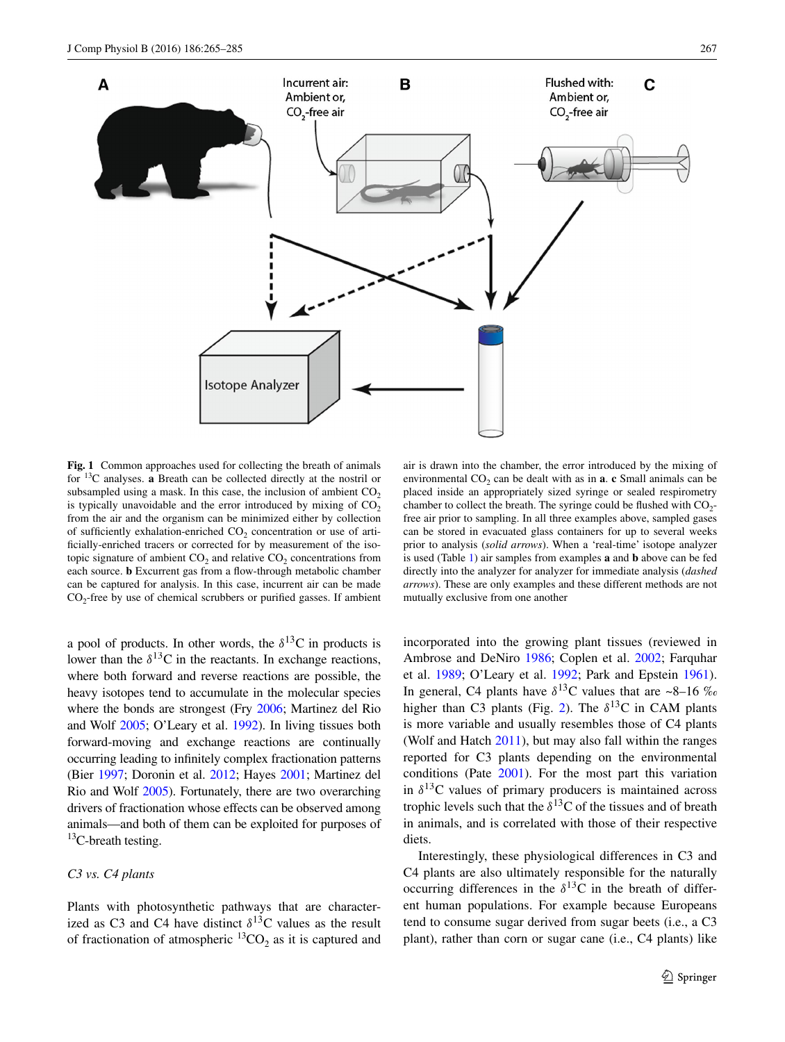**Fig. 1** Common approaches used for collecting the breath of animals for $^{13}$C analyses. **a** Breath can be collected directly at the nostril or subsampled using a mask. In this case, the inclusion of ambient $CO_2$ is typically unavoidable and the error introduced by mixing of $CO_2$ from the air and the organism can be minimized either by collection of sufficiently exhalation-enriched $CO_2$ concentration or use of artificially-enriched tracers or corrected for by measurement of the isotopic signature of ambient $CO_2$ and relative $CO_2$ concentrations from each source. **b** Excurrent gas from a flow-through metabolic chamber can be captured for analysis. In this case, incurrent air can be made $CO_2$-free by use of chemical scrubbers or purified gasses. If ambient air is drawn into the chamber, the error introduced by the mixing of environmental $CO_2$ can be dealt with as in **a**. **c** Small animals can be placed inside an appropriately sized syringe or sealed respirometry chamber to collect the breath. The syringe could be flushed with $CO_2$-free air prior to sampling. In all three examples above, sampled gases can be stored in evacuated glass containers for up to several weeks prior to analysis (*solid arrows*). When a 'real-time' isotope analyzer is used (Table 1) air samples from examples **a** and **b** above can be fed directly into the analyzer for analyzer for immediate analysis (*dashed arrows*). These are only examples and these different methods are not mutually exclusive from one another

a pool of products. In other words, the $\delta^{13}$C in products is lower than the $\delta^{13}$C in the reactants. In exchange reactions, where both forward and reverse reactions are possible, the heavy isotopes tend to accumulate in the molecular species where the bonds are strongest (Fry 2006; Martinez del Rio and Wolf 2005; O'Leary et al. 1992). In living tissues both forward-moving and exchange reactions are continually occurring leading to infinitely complex fractionation patterns (Bier 1997; Doronin et al. 2012; Hayes 2001; Martinez del Rio and Wolf 2005). Fortunately, there are two overarching drivers of fractionation whose effects can be observed among animals—and both of them can be exploited for purposes of $^{13}$C-breath testing.

### *C3 vs. C4 plants*

Plants with photosynthetic pathways that are characterized as C3 and C4 have distinct $\delta^{13}$C values as the result of fractionation of atmospheric $^{13}CO_2$ as it is captured and incorporated into the growing plant tissues (reviewed in Ambrose and DeNiro 1986; Coplen et al. 2002; Farquhar et al. 1989; O'Leary et al. 1992; Park and Epstein 1961). In general, C4 plants have $\delta^{13}$C values that are ~8–16 ‰ higher than C3 plants (Fig. 2). The $\delta^{13}$C in CAM plants is more variable and usually resembles those of C4 plants (Wolf and Hatch 2011), but may also fall within the ranges reported for C3 plants depending on the environmental conditions (Pate 2001). For the most part this variation in $\delta^{13}$C values of primary producers is maintained across trophic levels such that the $\delta^{13}$C of the tissues and of breath in animals, and is correlated with those of their respective diets.

Interestingly, these physiological differences in C3 and C4 plants are also ultimately responsible for the naturally occurring differences in the $\delta^{13}$C in the breath of different human populations. For example because Europeans tend to consume sugar derived from sugar beets (i.e., a C3 plant), rather than corn or sugar cane (i.e., C4 plants) like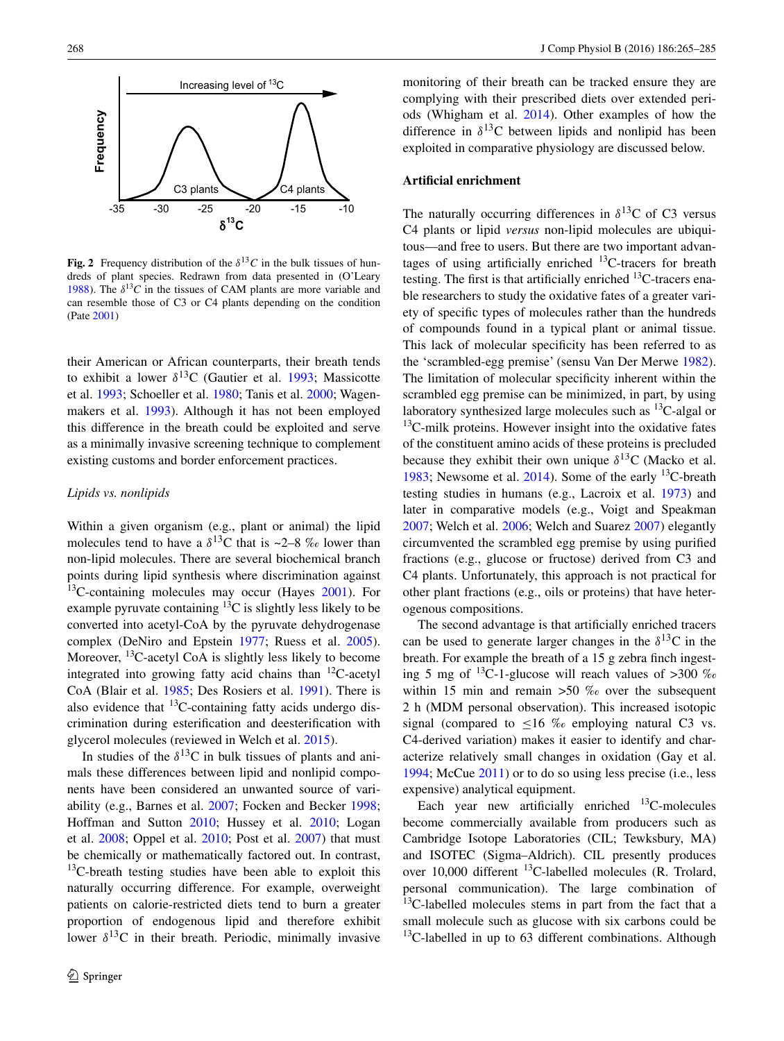**Fig. 2** Frequency distribution of the $\delta^{13}C$ in the bulk tissues of hundreds of plant species. Redrawn from data presented in (O'Leary 1988). The $\delta^{13}C$ in the tissues of CAM plants are more variable and can resemble those of C3 or C4 plants depending on the condition (Pate 2001)

their American or African counterparts, their breath tends to exhibit a lower $\delta^{13}$C (Gautier et al. 1993; Massicotte et al. 1993; Schoeller et al. 1980; Tanis et al. 2000; Wagenmakers et al. 1993). Although it has not been employed this difference in the breath could be exploited and serve as a minimally invasive screening technique to complement existing customs and border enforcement practices.

*Lipids vs. nonlipids*

Within a given organism (e.g., plant or animal) the lipid molecules tend to have a $\delta^{13}$C that is ~2–8 ‰ lower than non-lipid molecules. There are several biochemical branch points during lipid synthesis where discrimination against $^{13}$C-containing molecules may occur (Hayes 2001). For example pyruvate containing $^{13}$C is slightly less likely to be converted into acetyl-CoA by the pyruvate dehydrogenase complex (DeNiro and Epstein 1977; Ruess et al. 2005). Moreover, $^{13}$C-acetyl CoA is slightly less likely to become integrated into growing fatty acid chains than $^{12}$C-acetyl CoA (Blair et al. 1985; Des Rosiers et al. 1991). There is also evidence that $^{13}$C-containing fatty acids undergo discrimination during esterification and deesterification with glycerol molecules (reviewed in Welch et al. 2015).

In studies of the $\delta^{13}$C in bulk tissues of plants and animals these differences between lipid and nonlipid components have been considered an unwanted source of variability (e.g., Barnes et al. 2007; Focken and Becker 1998; Hoffman and Sutton 2010; Hussey et al. 2010; Logan et al. 2008; Oppel et al. 2010; Post et al. 2007) that must be chemically or mathematically factored out. In contrast, $^{13}$C-breath testing studies have been able to exploit this naturally occurring difference. For example, overweight patients on calorie-restricted diets tend to burn a greater proportion of endogenous lipid and therefore exhibit lower $\delta^{13}$C in their breath. Periodic, minimally invasive monitoring of their breath can be tracked ensure they are complying with their prescribed diets over extended periods (Whigham et al. 2014). Other examples of how the difference in $\delta^{13}$C between lipids and nonlipid has been exploited in comparative physiology are discussed below.

### Artificial enrichment

The naturally occurring differences in $\delta^{13}$C of C3 versus C4 plants or lipid *versus* non-lipid molecules are ubiquitous—and free to users. But there are two important advantages of using artificially enriched $^{13}$C-tracers for breath testing. The first is that artificially enriched $^{13}$C-tracers enable researchers to study the oxidative fates of a greater variety of specific types of molecules rather than the hundreds of compounds found in a typical plant or animal tissue. This lack of molecular specificity has been referred to as the 'scrambled-egg premise' (sensu Van Der Merwe 1982). The limitation of molecular specificity inherent within the scrambled egg premise can be minimized, in part, by using laboratory synthesized large molecules such as $^{13}$C-algal or $^{13}$C-milk proteins. However insight into the oxidative fates of the constituent amino acids of these proteins is precluded because they exhibit their own unique $\delta^{13}$C (Macko et al. 1983; Newsome et al. 2014). Some of the early $^{13}$C-breath testing studies in humans (e.g., Lacroix et al. 1973) and later in comparative models (e.g., Voigt and Speakman 2007; Welch et al. 2006; Welch and Suarez 2007) elegantly circumvented the scrambled egg premise by using purified fractions (e.g., glucose or fructose) derived from C3 and C4 plants. Unfortunately, this approach is not practical for other plant fractions (e.g., oils or proteins) that have heterogenous compositions.

The second advantage is that artificially enriched tracers can be used to generate larger changes in the $\delta^{13}$C in the breath. For example the breath of a 15 g zebra finch ingesting 5 mg of $^{13}$C-1-glucose will reach values of >300 ‰ within 15 min and remain >50 ‰ over the subsequent 2 h (MDM personal observation). This increased isotopic signal (compared to ≤16 ‰ employing natural C3 vs. C4-derived variation) makes it easier to identify and characterize relatively small changes in oxidation (Gay et al. 1994; McCue 2011) or to do so using less precise (i.e., less expensive) analytical equipment.

Each year new artificially enriched $^{13}$C-molecules become commercially available from producers such as Cambridge Isotope Laboratories (CIL; Tewksbury, MA) and ISOTEC (Sigma–Aldrich). CIL presently produces over 10,000 different $^{13}$C-labelled molecules (R. Trolard, personal communication). The large combination of $^{13}$C-labelled molecules stems in part from the fact that a small molecule such as glucose with six carbons could be $^{13}$C-labelled in up to 63 different combinations. Although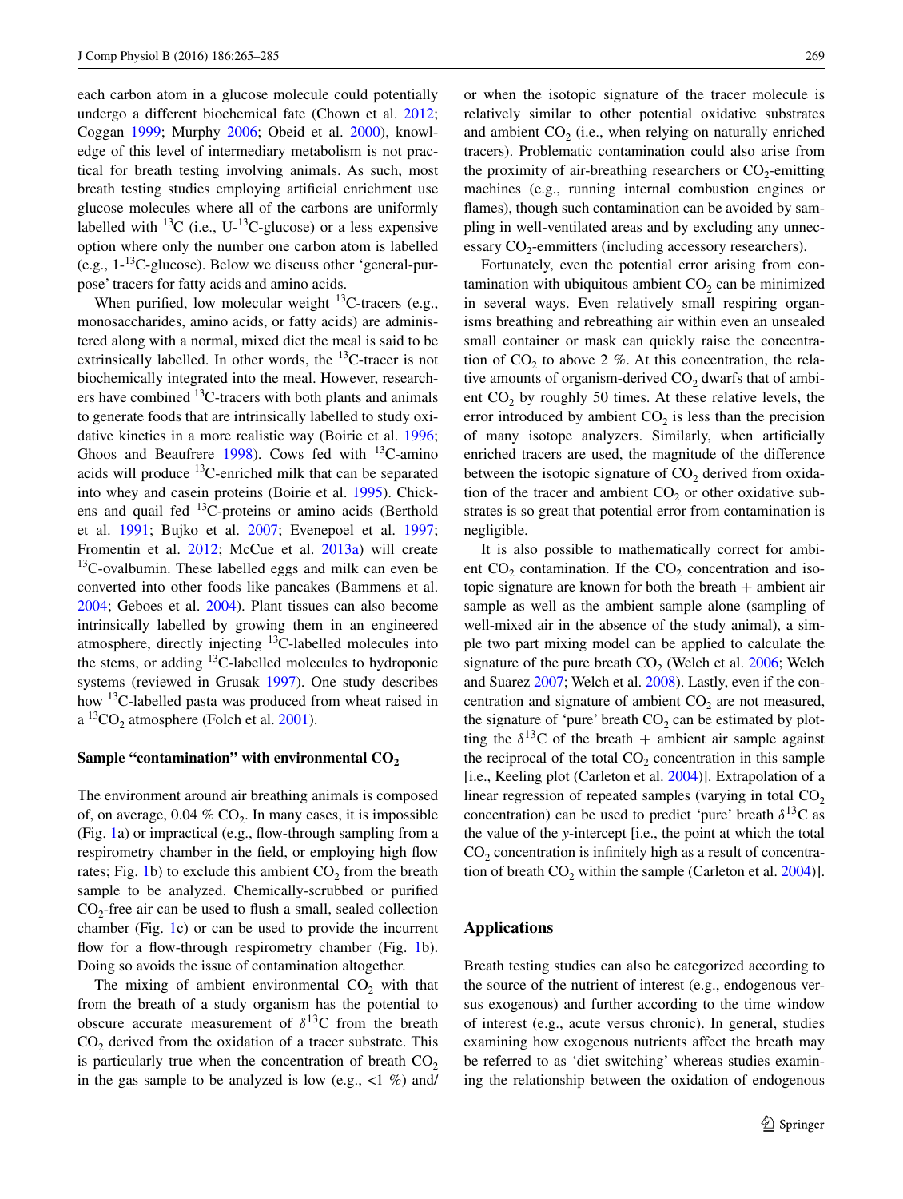each carbon atom in a glucose molecule could potentially undergo a different biochemical fate (Chown et al. 2012; Coggan 1999; Murphy 2006; Obeid et al. 2000), knowledge of this level of intermediary metabolism is not practical for breath testing involving animals. As such, most breath testing studies employing artificial enrichment use glucose molecules where all of the carbons are uniformly labelled with $^{13}C$ (i.e., U-$^{13}C$-glucose) or a less expensive option where only the number one carbon atom is labelled (e.g., 1-$^{13}C$-glucose). Below we discuss other 'general-purpose' tracers for fatty acids and amino acids.

When purified, low molecular weight $^{13}C$-tracers (e.g., monosaccharides, amino acids, or fatty acids) are administered along with a normal, mixed diet the meal is said to be extrinsically labelled. In other words, the $^{13}C$-tracer is not biochemically integrated into the meal. However, researchers have combined $^{13}C$-tracers with both plants and animals to generate foods that are intrinsically labelled to study oxidative kinetics in a more realistic way (Boirie et al. 1996; Ghoos and Beaufrere 1998). Cows fed with $^{13}C$-amino acids will produce $^{13}C$-enriched milk that can be separated into whey and casein proteins (Boirie et al. 1995). Chickens and quail fed $^{13}C$-proteins or amino acids (Berthold et al. 1991; Bujko et al. 2007; Evenepoel et al. 1997; Fromentin et al. 2012; McCue et al. 2013a) will create $^{13}C$-ovalbumin. These labelled eggs and milk can even be converted into other foods like pancakes (Bammens et al. 2004; Geboes et al. 2004). Plant tissues can also become intrinsically labelled by growing them in an engineered atmosphere, directly injecting $^{13}C$-labelled molecules into the stems, or adding $^{13}C$-labelled molecules to hydroponic systems (reviewed in Grusak 1997). One study describes how $^{13}C$-labelled pasta was produced from wheat raised in a $^{13}CO_2$ atmosphere (Folch et al. 2001).

#### Sample "contamination" with environmental $CO_2$

The environment around air breathing animals is composed of, on average, 0.04 % $CO_2$. In many cases, it is impossible (Fig. 1a) or impractical (e.g., flow-through sampling from a respirometry chamber in the field, or employing high flow rates; Fig. 1b) to exclude this ambient $CO_2$ from the breath sample to be analyzed. Chemically-scrubbed or purified $CO_2$-free air can be used to flush a small, sealed collection chamber (Fig. 1c) or can be used to provide the incurrent flow for a flow-through respirometry chamber (Fig. 1b). Doing so avoids the issue of contamination altogether.

The mixing of ambient environmental $CO_2$ with that from the breath of a study organism has the potential to obscure accurate measurement of $\delta^{13}C$ from the breath $CO_2$ derived from the oxidation of a tracer substrate. This is particularly true when the concentration of breath $CO_2$ in the gas sample to be analyzed is low (e.g., <1 %) and/or when the isotopic signature of the tracer molecule is relatively similar to other potential oxidative substrates and ambient $CO_2$ (i.e., when relying on naturally enriched tracers). Problematic contamination could also arise from the proximity of air-breathing researchers or $CO_2$-emitting machines (e.g., running internal combustion engines or flames), though such contamination can be avoided by sampling in well-ventilated areas and by excluding any unnecessary $CO_2$-emmitters (including accessory researchers).

Fortunately, even the potential error arising from contamination with ubiquitous ambient $CO_2$ can be minimized in several ways. Even relatively small respiring organisms breathing and rebreathing air within even an unsealed small container or mask can quickly raise the concentration of $CO_2$ to above 2 %. At this concentration, the relative amounts of organism-derived $CO_2$ dwarfs that of ambient $CO_2$ by roughly 50 times. At these relative levels, the error introduced by ambient $CO_2$ is less than the precision of many isotope analyzers. Similarly, when artificially enriched tracers are used, the magnitude of the difference between the isotopic signature of $CO_2$ derived from oxidation of the tracer and ambient $CO_2$ or other oxidative substrates is so great that potential error from contamination is negligible.

It is also possible to mathematically correct for ambient $CO_2$ contamination. If the $CO_2$ concentration and isotopic signature are known for both the breath + ambient air sample as well as the ambient sample alone (sampling of well-mixed air in the absence of the study animal), a simple two part mixing model can be applied to calculate the signature of the pure breath $CO_2$ (Welch et al. 2006; Welch and Suarez 2007; Welch et al. 2008). Lastly, even if the concentration and signature of ambient $CO_2$ are not measured, the signature of 'pure' breath $CO_2$ can be estimated by plotting the $\delta^{13}C$ of the breath + ambient air sample against the reciprocal of the total $CO_2$ concentration in this sample [i.e., Keeling plot (Carleton et al. 2004)]. Extrapolation of a linear regression of repeated samples (varying in total $CO_2$ concentration) can be used to predict 'pure' breath $\delta^{13}C$ as the value of the *y*-intercept [i.e., the point at which the total $CO_2$ concentration is infinitely high as a result of concentration of breath $CO_2$ within the sample (Carleton et al. 2004)].

## Applications

Breath testing studies can also be categorized according to the source of the nutrient of interest (e.g., endogenous versus exogenous) and further according to the time window of interest (e.g., acute versus chronic). In general, studies examining how exogenous nutrients affect the breath may be referred to as 'diet switching' whereas studies examining the relationship between the oxidation of endogenous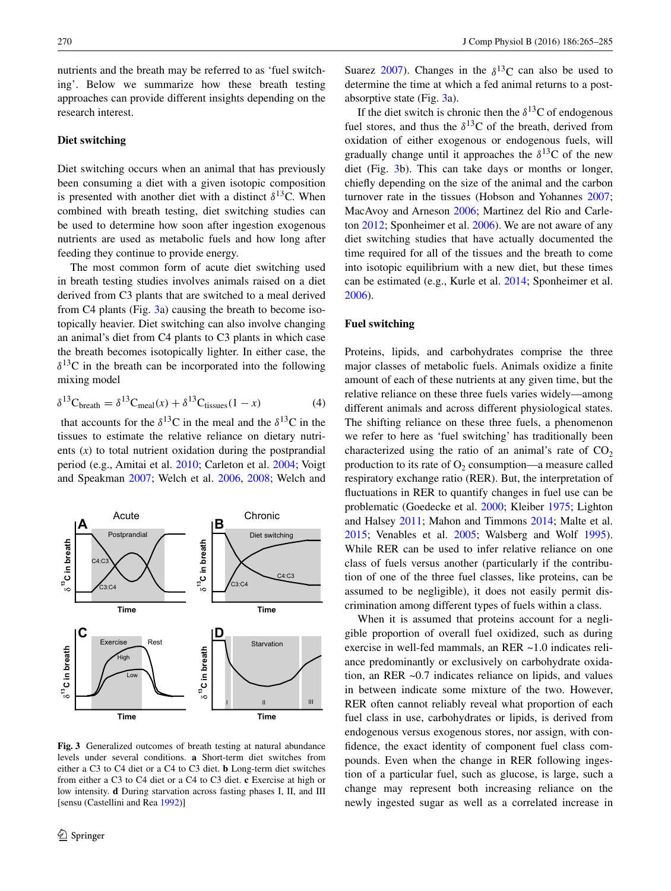nutrients and the breath may be referred to as 'fuel switching'. Below we summarize how these breath testing approaches can provide different insights depending on the research interest.

### Diet switching

Diet switching occurs when an animal that has previously been consuming a diet with a given isotopic composition is presented with another diet with a distinct $\delta^{13}C$. When combined with breath testing, diet switching studies can be used to determine how soon after ingestion exogenous nutrients are used as metabolic fuels and how long after feeding they continue to provide energy.

The most common form of acute diet switching used in breath testing studies involves animals raised on a diet derived from C3 plants that are switched to a meal derived from C4 plants (Fig. 3a) causing the breath to become isotopically heavier. Diet switching can also involve changing an animal's diet from C4 plants to C3 plants in which case the breath becomes isotopically lighter. In either case, the $\delta^{13}C$ in the breath can be incorporated into the following mixing model

$$\delta^{13}C_{breath} = \delta^{13}C_{meal}(x) + \delta^{13}C_{tissues}(1 - x) \quad (4)$$

that accounts for the $\delta^{13}C$ in the meal and the $\delta^{13}C$ in the tissues to estimate the relative reliance on dietary nutrients ($x$) to total nutrient oxidation during the postprandial period (e.g., Amitai et al. 2010; Carleton et al. 2004; Voigt and Speakman 2007; Welch et al. 2006, 2008; Welch and Suarez 2007). Changes in the $\delta^{13}C$ can also be used to determine the time at which a fed animal returns to a post-absorptive state (Fig. 3a).

**Fig. 3** Generalized outcomes of breath testing at natural abundance levels under several conditions. **a** Short-term diet switches from either a C3 to C4 diet or a C4 to C3 diet. **b** Long-term diet switches from either a C3 to C4 diet or a C4 to C3 diet. **c** Exercise at high or low intensity. **d** During starvation across fasting phases I, II, and III [sensu (Castellini and Rea 1992)]

If the diet switch is chronic then the $\delta^{13}C$ of endogenous fuel stores, and thus the $\delta^{13}C$ of the breath, derived from oxidation of either exogenous or endogenous fuels, will gradually change until it approaches the $\delta^{13}C$ of the new diet (Fig. 3b). This can take days or months or longer, chiefly depending on the size of the animal and the carbon turnover rate in the tissues (Hobson and Yohannes 2007; MacAvoy and Arneson 2006; Martinez del Rio and Carleton 2012; Sponheimer et al. 2006). We are not aware of any diet switching studies that have actually documented the time required for all of the tissues and the breath to come into isotopic equilibrium with a new diet, but these times can be estimated (e.g., Kurle et al. 2014; Sponheimer et al. 2006).

### Fuel switching

Proteins, lipids, and carbohydrates comprise the three major classes of metabolic fuels. Animals oxidize a finite amount of each of these nutrients at any given time, but the relative reliance on these three fuels varies widely—among different animals and across different physiological states. The shifting reliance on these three fuels, a phenomenon we refer to here as 'fuel switching' has traditionally been characterized using the ratio of an animal's rate of $CO_2$ production to its rate of $O_2$ consumption—a measure called respiratory exchange ratio (RER). But, the interpretation of fluctuations in RER to quantify changes in fuel use can be problematic (Goedecke et al. 2000; Kleiber 1975; Lighton and Halsey 2011; Mahon and Timmons 2014; Malte et al. 2015; Venables et al. 2005; Walsberg and Wolf 1995). While RER can be used to infer relative reliance on one class of fuels versus another (particularly if the contribution of one of the three fuel classes, like proteins, can be assumed to be negligible), it does not easily permit discrimination among different types of fuels within a class.

When it is assumed that proteins account for a negligible proportion of overall fuel oxidized, such as during exercise in well-fed mammals, an RER ~1.0 indicates reliance predominantly or exclusively on carbohydrate oxidation, an RER ~0.7 indicates reliance on lipids, and values in between indicate some mixture of the two. However, RER often cannot reliably reveal what proportion of each fuel class in use, carbohydrates or lipids, is derived from endogenous versus exogenous stores, nor assign, with confidence, the exact identity of component fuel class compounds. Even when the change in RER following ingestion of a particular fuel, such as glucose, is large, such a change may represent both increasing reliance on the newly ingested sugar as well as a correlated increase in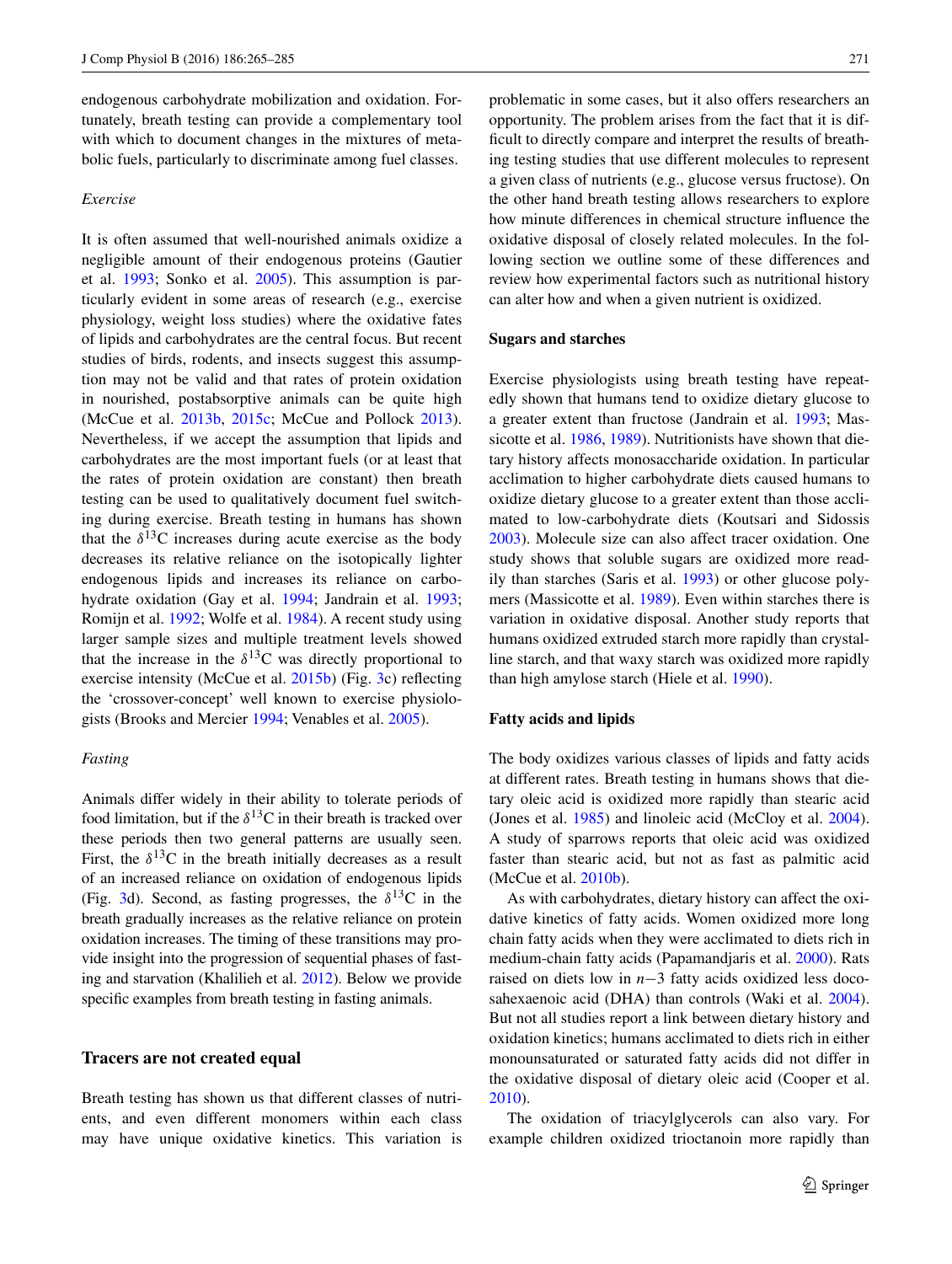endogenous carbohydrate mobilization and oxidation. Fortunately, breath testing can provide a complementary tool with which to document changes in the mixtures of metabolic fuels, particularly to discriminate among fuel classes.

*Exercise*

It is often assumed that well-nourished animals oxidize a negligible amount of their endogenous proteins (Gautier et al. 1993; Sonko et al. 2005). This assumption is particularly evident in some areas of research (e.g., exercise physiology, weight loss studies) where the oxidative fates of lipids and carbohydrates are the central focus. But recent studies of birds, rodents, and insects suggest this assumption may not be valid and that rates of protein oxidation in nourished, postabsorptive animals can be quite high (McCue et al. 2013b, 2015c; McCue and Pollock 2013). Nevertheless, if we accept the assumption that lipids and carbohydrates are the most important fuels (or at least that the rates of protein oxidation are constant) then breath testing can be used to qualitatively document fuel switching during exercise. Breath testing in humans has shown that the $\delta^{13}C$ increases during acute exercise as the body decreases its relative reliance on the isotopically lighter endogenous lipids and increases its reliance on carbohydrate oxidation (Gay et al. 1994; Jandrain et al. 1993; Romijn et al. 1992; Wolfe et al. 1984). A recent study using larger sample sizes and multiple treatment levels showed that the increase in the $\delta^{13}C$ was directly proportional to exercise intensity (McCue et al. 2015b) (Fig. 3c) reflecting the 'crossover-concept' well known to exercise physiologists (Brooks and Mercier 1994; Venables et al. 2005).

*Fasting*

Animals differ widely in their ability to tolerate periods of food limitation, but if the $\delta^{13}C$ in their breath is tracked over these periods then two general patterns are usually seen. First, the $\delta^{13}C$ in the breath initially decreases as a result of an increased reliance on oxidation of endogenous lipids (Fig. 3d). Second, as fasting progresses, the $\delta^{13}C$ in the breath gradually increases as the relative reliance on protein oxidation increases. The timing of these transitions may provide insight into the progression of sequential phases of fasting and starvation (Khalilieh et al. 2012). Below we provide specific examples from breath testing in fasting animals.

## Tracers are not created equal

Breath testing has shown us that different classes of nutrients, and even different monomers within each class may have unique oxidative kinetics. This variation is problematic in some cases, but it also offers researchers an opportunity. The problem arises from the fact that it is difficult to directly compare and interpret the results of breathing testing studies that use different molecules to represent a given class of nutrients (e.g., glucose versus fructose). On the other hand breath testing allows researchers to explore how minute differences in chemical structure influence the oxidative disposal of closely related molecules. In the following section we outline some of these differences and review how experimental factors such as nutritional history can alter how and when a given nutrient is oxidized.

### Sugars and starches

Exercise physiologists using breath testing have repeatedly shown that humans tend to oxidize dietary glucose to a greater extent than fructose (Jandrain et al. 1993; Massicotte et al. 1986, 1989). Nutritionists have shown that dietary history affects monosaccharide oxidation. In particular acclimation to higher carbohydrate diets caused humans to oxidize dietary glucose to a greater extent than those acclimated to low-carbohydrate diets (Koutsari and Sidossis 2003). Molecule size can also affect tracer oxidation. One study shows that soluble sugars are oxidized more readily than starches (Saris et al. 1993) or other glucose polymers (Massicotte et al. 1989). Even within starches there is variation in oxidative disposal. Another study reports that humans oxidized extruded starch more rapidly than crystalline starch, and that waxy starch was oxidized more rapidly than high amylose starch (Hiele et al. 1990).

### Fatty acids and lipids

The body oxidizes various classes of lipids and fatty acids at different rates. Breath testing in humans shows that dietary oleic acid is oxidized more rapidly than stearic acid (Jones et al. 1985) and linoleic acid (McCloy et al. 2004). A study of sparrows reports that oleic acid was oxidized faster than stearic acid, but not as fast as palmitic acid (McCue et al. 2010b).

As with carbohydrates, dietary history can affect the oxidative kinetics of fatty acids. Women oxidized more long chain fatty acids when they were acclimated to diets rich in medium-chain fatty acids (Papamandjaris et al. 2000). Rats raised on diets low in $n-3$ fatty acids oxidized less docosahexaenoic acid (DHA) than controls (Waki et al. 2004). But not all studies report a link between dietary history and oxidation kinetics; humans acclimated to diets rich in either monounsaturated or saturated fatty acids did not differ in the oxidative disposal of dietary oleic acid (Cooper et al. 2010).

The oxidation of triacylglycerols can also vary. For example children oxidized trioctanoin more rapidly than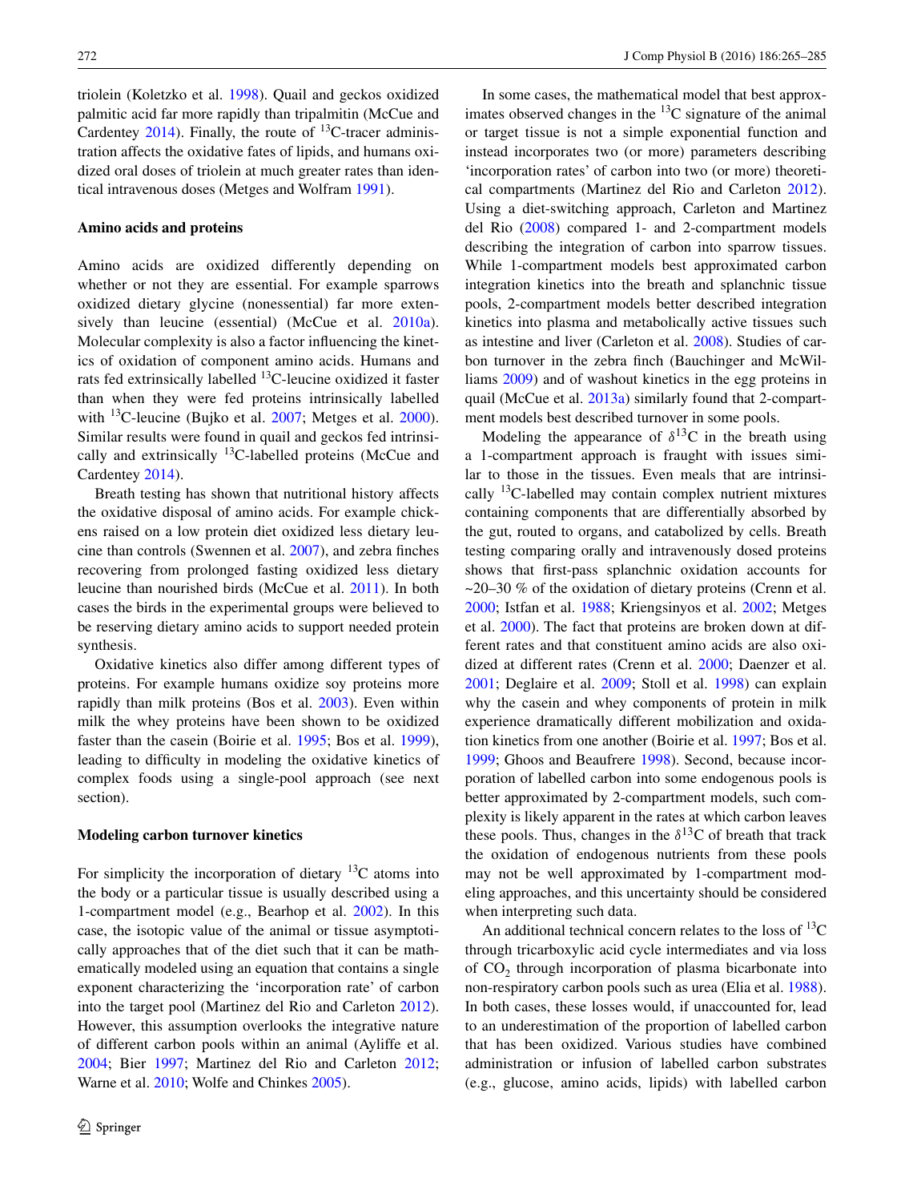triolein (Koletzko et al. 1998). Quail and geckos oxidized palmitic acid far more rapidly than tripalmitin (McCue and Cardentey 2014). Finally, the route of $^{13}$C-tracer administration affects the oxidative fates of lipids, and humans oxidized oral doses of triolein at much greater rates than identical intravenous doses (Metges and Wolfram 1991).

#### Amino acids and proteins

Amino acids are oxidized differently depending on whether or not they are essential. For example sparrows oxidized dietary glycine (nonessential) far more extensively than leucine (essential) (McCue et al. 2010a). Molecular complexity is also a factor influencing the kinetics of oxidation of component amino acids. Humans and rats fed extrinsically labelled $^{13}$C-leucine oxidized it faster than when they were fed proteins intrinsically labelled with $^{13}$C-leucine (Bujko et al. 2007; Metges et al. 2000). Similar results were found in quail and geckos fed intrinsically and extrinsically $^{13}$C-labelled proteins (McCue and Cardentey 2014).

Breath testing has shown that nutritional history affects the oxidative disposal of amino acids. For example chickens raised on a low protein diet oxidized less dietary leucine than controls (Swennen et al. 2007), and zebra finches recovering from prolonged fasting oxidized less dietary leucine than nourished birds (McCue et al. 2011). In both cases the birds in the experimental groups were believed to be reserving dietary amino acids to support needed protein synthesis.

Oxidative kinetics also differ among different types of proteins. For example humans oxidize soy proteins more rapidly than milk proteins (Bos et al. 2003). Even within milk the whey proteins have been shown to be oxidized faster than the casein (Boirie et al. 1995; Bos et al. 1999), leading to difficulty in modeling the oxidative kinetics of complex foods using a single-pool approach (see next section).

#### Modeling carbon turnover kinetics

For simplicity the incorporation of dietary $^{13}$C atoms into the body or a particular tissue is usually described using a 1-compartment model (e.g., Bearhop et al. 2002). In this case, the isotopic value of the animal or tissue asymptotically approaches that of the diet such that it can be mathematically modeled using an equation that contains a single exponent characterizing the 'incorporation rate' of carbon into the target pool (Martinez del Rio and Carleton 2012). However, this assumption overlooks the integrative nature of different carbon pools within an animal (Ayliffe et al. 2004; Bier 1997; Martinez del Rio and Carleton 2012; Warne et al. 2010; Wolfe and Chinkes 2005).

In some cases, the mathematical model that best approximates observed changes in the $^{13}$C signature of the animal or target tissue is not a simple exponential function and instead incorporates two (or more) parameters describing 'incorporation rates' of carbon into two (or more) theoretical compartments (Martinez del Rio and Carleton 2012). Using a diet-switching approach, Carleton and Martinez del Rio (2008) compared 1- and 2-compartment models describing the integration of carbon into sparrow tissues. While 1-compartment models best approximated carbon integration kinetics into the breath and splanchnic tissue pools, 2-compartment models better described integration kinetics into plasma and metabolically active tissues such as intestine and liver (Carleton et al. 2008). Studies of carbon turnover in the zebra finch (Bauchinger and McWilliams 2009) and of washout kinetics in the egg proteins in quail (McCue et al. 2013a) similarly found that 2-compartment models best described turnover in some pools.

Modeling the appearance of $\delta^{13}$C in the breath using a 1-compartment approach is fraught with issues similar to those in the tissues. Even meals that are intrinsically $^{13}$C-labelled may contain complex nutrient mixtures containing components that are differentially absorbed by the gut, routed to organs, and catabolized by cells. Breath testing comparing orally and intravenously dosed proteins shows that first-pass splanchnic oxidation accounts for ~20–30 % of the oxidation of dietary proteins (Crenn et al. 2000; Istfan et al. 1988; Kriengsinyos et al. 2002; Metges et al. 2000). The fact that proteins are broken down at different rates and that constituent amino acids are also oxidized at different rates (Crenn et al. 2000; Daenzer et al. 2001; Deglaire et al. 2009; Stoll et al. 1998) can explain why the casein and whey components of protein in milk experience dramatically different mobilization and oxidation kinetics from one another (Boirie et al. 1997; Bos et al. 1999; Ghoos and Beaufrere 1998). Second, because incorporation of labelled carbon into some endogenous pools is better approximated by 2-compartment models, such complexity is likely apparent in the rates at which carbon leaves these pools. Thus, changes in the $\delta^{13}$C of breath that track the oxidation of endogenous nutrients from these pools may not be well approximated by 1-compartment modeling approaches, and this uncertainty should be considered when interpreting such data.

An additional technical concern relates to the loss of $^{13}$C through tricarboxylic acid cycle intermediates and via loss of $CO_2$ through incorporation of plasma bicarbonate into non-respiratory carbon pools such as urea (Elia et al. 1988). In both cases, these losses would, if unaccounted for, lead to an underestimation of the proportion of labelled carbon that has been oxidized. Various studies have combined administration or infusion of labelled carbon substrates (e.g., glucose, amino acids, lipids) with labelled carbon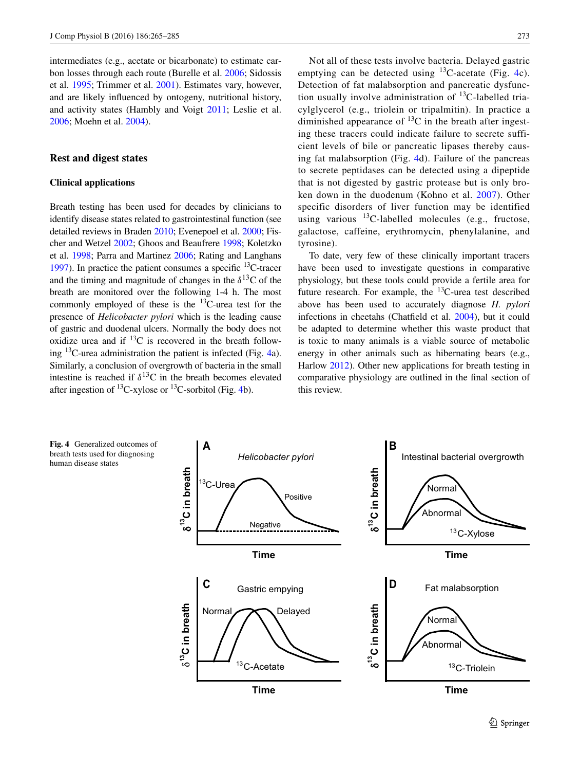intermediates (e.g., acetate or bicarbonate) to estimate carbon losses through each route (Burelle et al. 2006; Sidossis et al. 1995; Trimmer et al. 2001). Estimates vary, however, and are likely influenced by ontogeny, nutritional history, and activity states (Hambly and Voigt 2011; Leslie et al. 2006; Moehn et al. 2004).

## Rest and digest states

### Clinical applications

Breath testing has been used for decades by clinicians to identify disease states related to gastrointestinal function (see detailed reviews in Braden 2010; Evenepoel et al. 2000; Fischer and Wetzel 2002; Ghoos and Beaufrere 1998; Koletzko et al. 1998; Parra and Martinez 2006; Rating and Langhans 1997). In practice the patient consumes a specific $^{13}$C-tracer and the timing and magnitude of changes in the $\delta^{13}$C of the breath are monitored over the following 1-4 h. The most commonly employed of these is the $^{13}$C-urea test for the presence of *Helicobacter pylori* which is the leading cause of gastric and duodenal ulcers. Normally the body does not oxidize urea and if $^{13}$C is recovered in the breath following $^{13}$C-urea administration the patient is infected (Fig. 4a). Similarly, a conclusion of overgrowth of bacteria in the small intestine is reached if $\delta^{13}$C in the breath becomes elevated after ingestion of $^{13}$C-xylose or $^{13}$C-sorbitol (Fig. 4b).

Not all of these tests involve bacteria. Delayed gastric emptying can be detected using $^{13}$C-acetate (Fig. 4c). Detection of fat malabsorption and pancreatic dysfunction usually involve administration of $^{13}$C-labelled triacylglycerol (e.g., triolein or tripalmitin). In practice a diminished appearance of $^{13}$C in the breath after ingesting these tracers could indicate failure to secrete sufficient levels of bile or pancreatic lipases thereby causing fat malabsorption (Fig. 4d). Failure of the pancreas to secrete peptidases can be detected using a dipeptide that is not digested by gastric protease but is only broken down in the duodenum (Kohno et al. 2007). Other specific disorders of liver function may be identified using various $^{13}$C-labelled molecules (e.g., fructose, galactose, caffeine, erythromycin, phenylalanine, and tyrosine).

To date, very few of these clinically important tracers have been used to investigate questions in comparative physiology, but these tools could provide a fertile area for future research. For example, the $^{13}$C-urea test described above has been used to accurately diagnose *H. pylori* infections in cheetahs (Chatfield et al. 2004), but it could be adapted to determine whether this waste product that is toxic to many animals is a viable source of metabolic energy in other animals such as hibernating bears (e.g., Harlow 2012). Other new applications for breath testing in comparative physiology are outlined in the final section of this review.

**Fig. 4** Generalized outcomes of breath tests used for diagnosing human disease states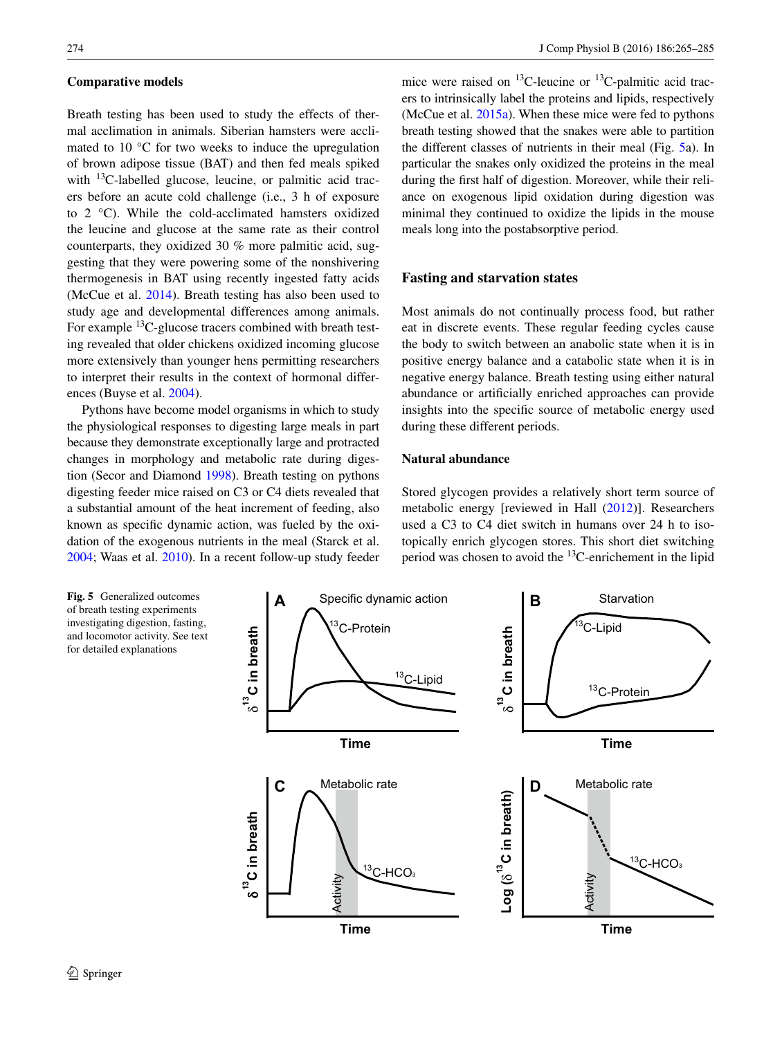### Comparative models

Breath testing has been used to study the effects of thermal acclimation in animals. Siberian hamsters were acclimated to 10 °C for two weeks to induce the upregulation of brown adipose tissue (BAT) and then fed meals spiked with $^{13}$C-labelled glucose, leucine, or palmitic acid tracers before an acute cold challenge (i.e., 3 h of exposure to 2 °C). While the cold-acclimated hamsters oxidized the leucine and glucose at the same rate as their control counterparts, they oxidized 30 % more palmitic acid, suggesting that they were powering some of the nonshivering thermogenesis in BAT using recently ingested fatty acids (McCue et al. 2014). Breath testing has also been used to study age and developmental differences among animals. For example $^{13}$C-glucose tracers combined with breath testing revealed that older chickens oxidized incoming glucose more extensively than younger hens permitting researchers to interpret their results in the context of hormonal differences (Buyse et al. 2004).

Pythons have become model organisms in which to study the physiological responses to digesting large meals in part because they demonstrate exceptionally large and protracted changes in morphology and metabolic rate during digestion (Secor and Diamond 1998). Breath testing on pythons digesting feeder mice raised on C3 or C4 diets revealed that a substantial amount of the heat increment of feeding, also known as specific dynamic action, was fueled by the oxidation of the exogenous nutrients in the meal (Starck et al. 2004; Waas et al. 2010). In a recent follow-up study feeder mice were raised on $^{13}$C-leucine or $^{13}$C-palmitic acid tracers to intrinsically label the proteins and lipids, respectively (McCue et al. 2015a). When these mice were fed to pythons breath testing showed that the snakes were able to partition the different classes of nutrients in their meal (Fig. 5a). In particular the snakes only oxidized the proteins in the meal during the first half of digestion. Moreover, while their reliance on exogenous lipid oxidation during digestion was minimal they continued to oxidize the lipids in the mouse meals long into the postabsorptive period.

## Fasting and starvation states

Most animals do not continually process food, but rather eat in discrete events. These regular feeding cycles cause the body to switch between an anabolic state when it is in positive energy balance and a catabolic state when it is in negative energy balance. Breath testing using either natural abundance or artificially enriched approaches can provide insights into the specific source of metabolic energy used during these different periods.

### Natural abundance

Stored glycogen provides a relatively short term source of metabolic energy [reviewed in Hall (2012)]. Researchers used a C3 to C4 diet switch in humans over 24 h to isotopically enrich glycogen stores. This short diet switching period was chosen to avoid the $^{13}$C-enrichement in the lipid

**Fig. 5** Generalized outcomes of breath testing experiments investigating digestion, fasting, and locomotor activity. See text for detailed explanations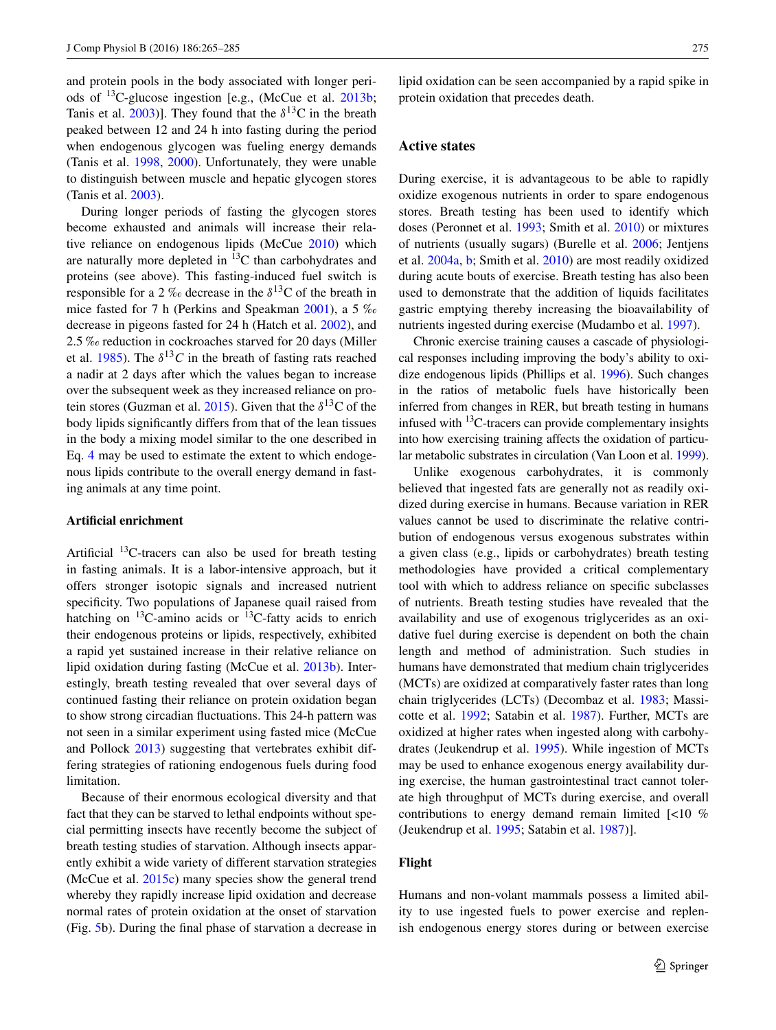and protein pools in the body associated with longer periods of $^{13}$C-glucose ingestion [e.g., (McCue et al. 2013b; Tanis et al. 2003)]. They found that the $\delta^{13}$C in the breath peaked between 12 and 24 h into fasting during the period when endogenous glycogen was fueling energy demands (Tanis et al. 1998, 2000). Unfortunately, they were unable to distinguish between muscle and hepatic glycogen stores (Tanis et al. 2003).

During longer periods of fasting the glycogen stores become exhausted and animals will increase their relative reliance on endogenous lipids (McCue 2010) which are naturally more depleted in $^{13}$C than carbohydrates and proteins (see above). This fasting-induced fuel switch is responsible for a 2 ‰ decrease in the $\delta^{13}$C of the breath in mice fasted for 7 h (Perkins and Speakman 2001), a 5 ‰ decrease in pigeons fasted for 24 h (Hatch et al. 2002), and 2.5 ‰ reduction in cockroaches starved for 20 days (Miller et al. 1985). The $\delta^{13}C$ in the breath of fasting rats reached a nadir at 2 days after which the values began to increase over the subsequent week as they increased reliance on protein stores (Guzman et al. 2015). Given that the $\delta^{13}$C of the body lipids significantly differs from that of the lean tissues in the body a mixing model similar to the one described in Eq. 4 may be used to estimate the extent to which endogenous lipids contribute to the overall energy demand in fasting animals at any time point.

### Artificial enrichment

Artificial $^{13}$C-tracers can also be used for breath testing in fasting animals. It is a labor-intensive approach, but it offers stronger isotopic signals and increased nutrient specificity. Two populations of Japanese quail raised from hatching on $^{13}$C-amino acids or $^{13}$C-fatty acids to enrich their endogenous proteins or lipids, respectively, exhibited a rapid yet sustained increase in their relative reliance on lipid oxidation during fasting (McCue et al. 2013b). Interestingly, breath testing revealed that over several days of continued fasting their reliance on protein oxidation began to show strong circadian fluctuations. This 24-h pattern was not seen in a similar experiment using fasted mice (McCue and Pollock 2013) suggesting that vertebrates exhibit differing strategies of rationing endogenous fuels during food limitation.

Because of their enormous ecological diversity and that fact that they can be starved to lethal endpoints without special permitting insects have recently become the subject of breath testing studies of starvation. Although insects apparently exhibit a wide variety of different starvation strategies (McCue et al. 2015c) many species show the general trend whereby they rapidly increase lipid oxidation and decrease normal rates of protein oxidation at the onset of starvation (Fig. 5b). During the final phase of starvation a decrease in lipid oxidation can be seen accompanied by a rapid spike in protein oxidation that precedes death.

## Active states

During exercise, it is advantageous to be able to rapidly oxidize exogenous nutrients in order to spare endogenous stores. Breath testing has been used to identify which doses (Peronnet et al. 1993; Smith et al. 2010) or mixtures of nutrients (usually sugars) (Burelle et al. 2006; Jentjens et al. 2004a, b; Smith et al. 2010) are most readily oxidized during acute bouts of exercise. Breath testing has also been used to demonstrate that the addition of liquids facilitates gastric emptying thereby increasing the bioavailability of nutrients ingested during exercise (Mudambo et al. 1997).

Chronic exercise training causes a cascade of physiological responses including improving the body's ability to oxidize endogenous lipids (Phillips et al. 1996). Such changes in the ratios of metabolic fuels have historically been inferred from changes in RER, but breath testing in humans infused with $^{13}$C-tracers can provide complementary insights into how exercising training affects the oxidation of particular metabolic substrates in circulation (Van Loon et al. 1999).

Unlike exogenous carbohydrates, it is commonly believed that ingested fats are generally not as readily oxidized during exercise in humans. Because variation in RER values cannot be used to discriminate the relative contribution of endogenous versus exogenous substrates within a given class (e.g., lipids or carbohydrates) breath testing methodologies have provided a critical complementary tool with which to address reliance on specific subclasses of nutrients. Breath testing studies have revealed that the availability and use of exogenous triglycerides as an oxidative fuel during exercise is dependent on both the chain length and method of administration. Such studies in humans have demonstrated that medium chain triglycerides (MCTs) are oxidized at comparatively faster rates than long chain triglycerides (LCTs) (Decombaz et al. 1983; Massicotte et al. 1992; Satabin et al. 1987). Further, MCTs are oxidized at higher rates when ingested along with carbohydrates (Jeukendrup et al. 1995). While ingestion of MCTs may be used to enhance exogenous energy availability during exercise, the human gastrointestinal tract cannot tolerate high throughput of MCTs during exercise, and overall contributions to energy demand remain limited [<10 % (Jeukendrup et al. 1995; Satabin et al. 1987)].

## Flight

Humans and non-volant mammals possess a limited ability to use ingested fuels to power exercise and replenish endogenous energy stores during or between exercise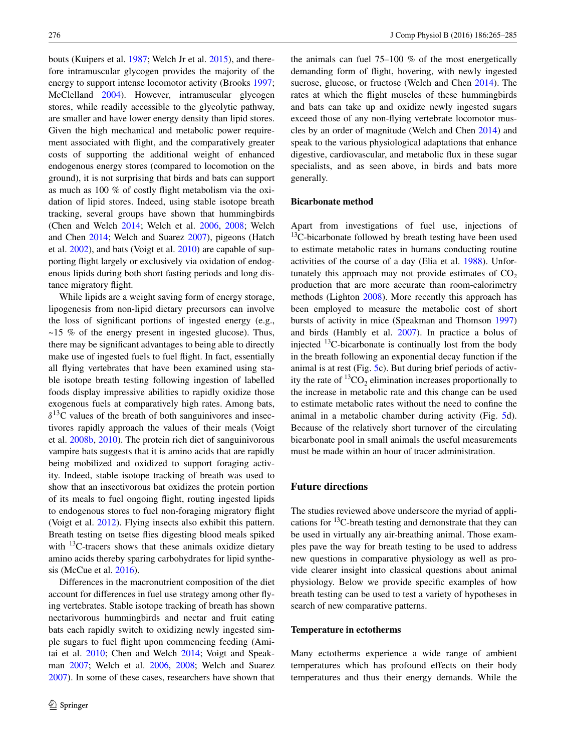bouts (Kuipers et al. 1987; Welch Jr et al. 2015), and therefore intramuscular glycogen provides the majority of the energy to support intense locomotor activity (Brooks 1997; McClelland 2004). However, intramuscular glycogen stores, while readily accessible to the glycolytic pathway, are smaller and have lower energy density than lipid stores. Given the high mechanical and metabolic power requirement associated with flight, and the comparatively greater costs of supporting the additional weight of enhanced endogenous energy stores (compared to locomotion on the ground), it is not surprising that birds and bats can support as much as 100 % of costly flight metabolism via the oxidation of lipid stores. Indeed, using stable isotope breath tracking, several groups have shown that hummingbirds (Chen and Welch 2014; Welch et al. 2006, 2008; Welch and Chen 2014; Welch and Suarez 2007), pigeons (Hatch et al. 2002), and bats (Voigt et al. 2010) are capable of supporting flight largely or exclusively via oxidation of endogenous lipids during both short fasting periods and long distance migratory flight.

While lipids are a weight saving form of energy storage, lipogenesis from non-lipid dietary precursors can involve the loss of significant portions of ingested energy (e.g., ~15 % of the energy present in ingested glucose). Thus, there may be significant advantages to being able to directly make use of ingested fuels to fuel flight. In fact, essentially all flying vertebrates that have been examined using stable isotope breath testing following ingestion of labelled foods display impressive abilities to rapidly oxidize those exogenous fuels at comparatively high rates. Among bats, $\delta^{13}C$ values of the breath of both sanguinivores and insectivores rapidly approach the values of their meals (Voigt et al. 2008b, 2010). The protein rich diet of sanguinivorous vampire bats suggests that it is amino acids that are rapidly being mobilized and oxidized to support foraging activity. Indeed, stable isotope tracking of breath was used to show that an insectivorous bat oxidizes the protein portion of its meals to fuel ongoing flight, routing ingested lipids to endogenous stores to fuel non-foraging migratory flight (Voigt et al. 2012). Flying insects also exhibit this pattern. Breath testing on tsetse flies digesting blood meals spiked with $^{13}C$-tracers shows that these animals oxidize dietary amino acids thereby sparing carbohydrates for lipid synthesis (McCue et al. 2016).

Differences in the macronutrient composition of the diet account for differences in fuel use strategy among other flying vertebrates. Stable isotope tracking of breath has shown nectarivorous hummingbirds and nectar and fruit eating bats each rapidly switch to oxidizing newly ingested simple sugars to fuel flight upon commencing feeding (Amitai et al. 2010; Chen and Welch 2014; Voigt and Speakman 2007; Welch et al. 2006, 2008; Welch and Suarez 2007). In some of these cases, researchers have shown that the animals can fuel 75–100 % of the most energetically demanding form of flight, hovering, with newly ingested sucrose, glucose, or fructose (Welch and Chen 2014). The rates at which the flight muscles of these hummingbirds and bats can take up and oxidize newly ingested sugars exceed those of any non-flying vertebrate locomotor muscles by an order of magnitude (Welch and Chen 2014) and speak to the various physiological adaptations that enhance digestive, cardiovascular, and metabolic flux in these sugar specialists, and as seen above, in birds and bats more generally.

### Bicarbonate method

Apart from investigations of fuel use, injections of $^{13}C$-bicarbonate followed by breath testing have been used to estimate metabolic rates in humans conducting routine activities of the course of a day (Elia et al. 1988). Unfortunately this approach may not provide estimates of $CO_2$ production that are more accurate than room-calorimetry methods (Lighton 2008). More recently this approach has been employed to measure the metabolic cost of short bursts of activity in mice (Speakman and Thomson 1997) and birds (Hambly et al. 2007). In practice a bolus of injected $^{13}C$-bicarbonate is continually lost from the body in the breath following an exponential decay function if the animal is at rest (Fig. 5c). But during brief periods of activity the rate of $^{13}CO_2$ elimination increases proportionally to the increase in metabolic rate and this change can be used to estimate metabolic rates without the need to confine the animal in a metabolic chamber during activity (Fig. 5d). Because of the relatively short turnover of the circulating bicarbonate pool in small animals the useful measurements must be made within an hour of tracer administration.

## Future directions

The studies reviewed above underscore the myriad of applications for $^{13}C$-breath testing and demonstrate that they can be used in virtually any air-breathing animal. Those examples pave the way for breath testing to be used to address new questions in comparative physiology as well as provide clearer insight into classical questions about animal physiology. Below we provide specific examples of how breath testing can be used to test a variety of hypotheses in search of new comparative patterns.

### Temperature in ectotherms

Many ectotherms experience a wide range of ambient temperatures which has profound effects on their body temperatures and thus their energy demands. While the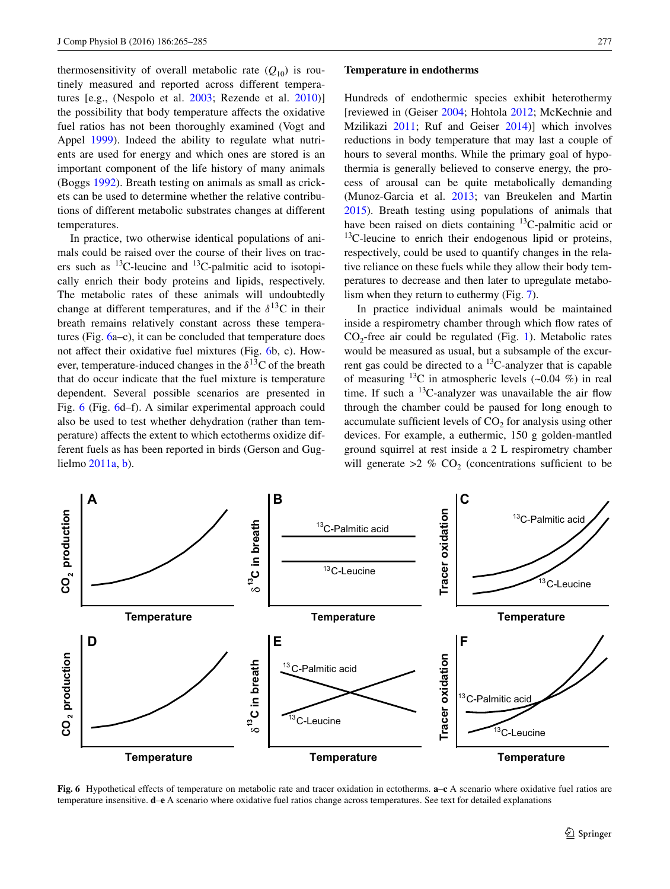thermosensitivity of overall metabolic rate ($Q_{10}$) is routinely measured and reported across different temperatures [e.g., (Nespolo et al. 2003; Rezende et al. 2010)] the possibility that body temperature affects the oxidative fuel ratios has not been thoroughly examined (Vogt and Appel 1999). Indeed the ability to regulate what nutrients are used for energy and which ones are stored is an important component of the life history of many animals (Boggs 1992). Breath testing on animals as small as crickets can be used to determine whether the relative contributions of different metabolic substrates changes at different temperatures.

In practice, two otherwise identical populations of animals could be raised over the course of their lives on tracers such as $^{13}$C-leucine and $^{13}$C-palmitic acid to isotopically enrich their body proteins and lipids, respectively. The metabolic rates of these animals will undoubtedly change at different temperatures, and if the $\delta^{13}$C in their breath remains relatively constant across these temperatures (Fig. 6a–c), it can be concluded that temperature does not affect their oxidative fuel mixtures (Fig. 6b, c). However, temperature-induced changes in the $\delta^{13}$C of the breath that do occur indicate that the fuel mixture is temperature dependent. Several possible scenarios are presented in Fig. 6 (Fig. 6d–f). A similar experimental approach could also be used to test whether dehydration (rather than temperature) affects the extent to which ectotherms oxidize different fuels as has been reported in birds (Gerson and Guglielmo 2011a, b).

### Temperature in endotherms

Hundreds of endothermic species exhibit heterothermy [reviewed in (Geiser 2004; Hohtola 2012; McKechnie and Mzilikazi 2011; Ruf and Geiser 2014)] which involves reductions in body temperature that may last a couple of hours to several months. While the primary goal of hypothermia is generally believed to conserve energy, the process of arousal can be quite metabolically demanding (Munoz-Garcia et al. 2013; van Breukelen and Martin 2015). Breath testing using populations of animals that have been raised on diets containing $^{13}$C-palmitic acid or $^{13}$C-leucine to enrich their endogenous lipid or proteins, respectively, could be used to quantify changes in the relative reliance on these fuels while they allow their body temperatures to decrease and then later to upregulate metabolism when they return to euthermy (Fig. 7).

In practice individual animals would be maintained inside a respirometry chamber through which flow rates of $CO_2$-free air could be regulated (Fig. 1). Metabolic rates would be measured as usual, but a subsample of the excurrent gas could be directed to a $^{13}$C-analyzer that is capable of measuring $^{13}$C in atmospheric levels (~0.04 %) in real time. If such a $^{13}$C-analyzer was unavailable the air flow through the chamber could be paused for long enough to accumulate sufficient levels of $CO_2$ for analysis using other devices. For example, a euthermic, 150 g golden-mantled ground squirrel at rest inside a 2 L respirometry chamber will generate >2 % $CO_2$ (concentrations sufficient to be

**Fig. 6** Hypothetical effects of temperature on metabolic rate and tracer oxidation in ectotherms. **a–c** A scenario where oxidative fuel ratios are temperature insensitive. **d–e** A scenario where oxidative fuel ratios change across temperatures. See text for detailed explanations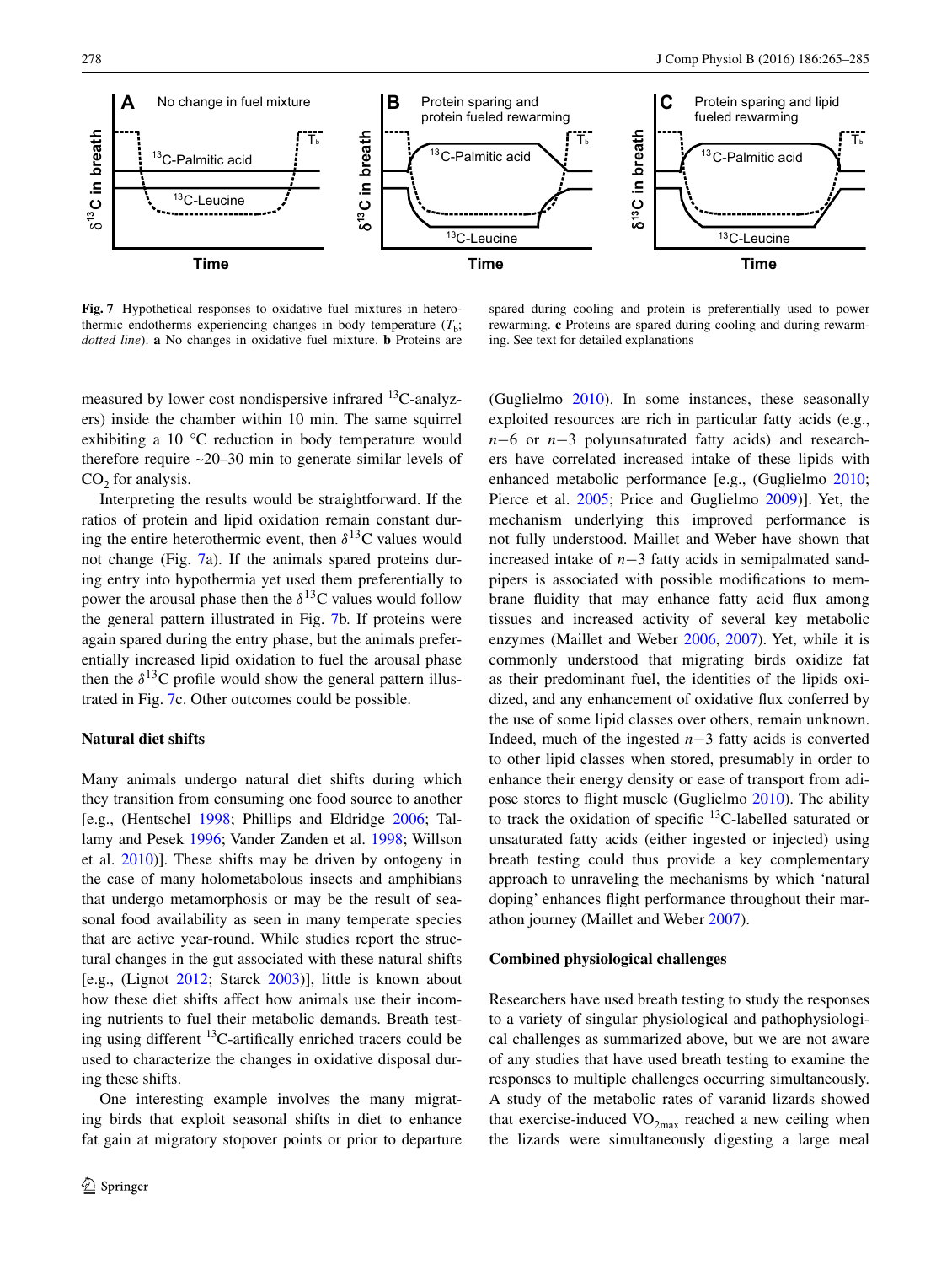**Fig. 7** Hypothetical responses to oxidative fuel mixtures in heterothermic endotherms experiencing changes in body temperature ($T_b$; *dotted line*). **a** No changes in oxidative fuel mixture. **b** Proteins are spared during cooling and protein is preferentially used to power rewarming. **c** Proteins are spared during cooling and during rewarming. See text for detailed explanations

measured by lower cost nondispersive infrared $^{13}$C-analyzers) inside the chamber within 10 min. The same squirrel exhibiting a 10 °C reduction in body temperature would therefore require ~20–30 min to generate similar levels of $CO_2$ for analysis.

Interpreting the results would be straightforward. If the ratios of protein and lipid oxidation remain constant during the entire heterothermic event, then $\delta^{13}$C values would not change (Fig. 7a). If the animals spared proteins during entry into hypothermia yet used them preferentially to power the arousal phase then the $\delta^{13}$C values would follow the general pattern illustrated in Fig. 7b. If proteins were again spared during the entry phase, but the animals preferentially increased lipid oxidation to fuel the arousal phase then the $\delta^{13}$C profile would show the general pattern illustrated in Fig. 7c. Other outcomes could be possible.

### Natural diet shifts

Many animals undergo natural diet shifts during which they transition from consuming one food source to another [e.g., (Hentschel 1998; Phillips and Eldridge 2006; Tallamy and Pesek 1996; Vander Zanden et al. 1998; Willson et al. 2010)]. These shifts may be driven by ontogeny in the case of many holometabolous insects and amphibians that undergo metamorphosis or may be the result of seasonal food availability as seen in many temperate species that are active year-round. While studies report the structural changes in the gut associated with these natural shifts [e.g., (Lignot 2012; Starck 2003)], little is known about how these diet shifts affect how animals use their incoming nutrients to fuel their metabolic demands. Breath testing using different $^{13}$C-artifically enriched tracers could be used to characterize the changes in oxidative disposal during these shifts.

One interesting example involves the many migrating birds that exploit seasonal shifts in diet to enhance fat gain at migratory stopover points or prior to departure (Guglielmo 2010). In some instances, these seasonally exploited resources are rich in particular fatty acids (e.g., $n-6$ or $n-3$ polyunsaturated fatty acids) and researchers have correlated increased intake of these lipids with enhanced metabolic performance [e.g., (Guglielmo 2010; Pierce et al. 2005; Price and Guglielmo 2009)]. Yet, the mechanism underlying this improved performance is not fully understood. Maillet and Weber have shown that increased intake of $n-3$ fatty acids in semipalmated sandpipers is associated with possible modifications to membrane fluidity that may enhance fatty acid flux among tissues and increased activity of several key metabolic enzymes (Maillet and Weber 2006, 2007). Yet, while it is commonly understood that migrating birds oxidize fat as their predominant fuel, the identities of the lipids oxidized, and any enhancement of oxidative flux conferred by the use of some lipid classes over others, remain unknown. Indeed, much of the ingested $n-3$ fatty acids is converted to other lipid classes when stored, presumably in order to enhance their energy density or ease of transport from adipose stores to flight muscle (Guglielmo 2010). The ability to track the oxidation of specific $^{13}$C-labelled saturated or unsaturated fatty acids (either ingested or injected) using breath testing could thus provide a key complementary approach to unraveling the mechanisms by which 'natural doping' enhances flight performance throughout their marathon journey (Maillet and Weber 2007).

### Combined physiological challenges

Researchers have used breath testing to study the responses to a variety of singular physiological and pathophysiological challenges as summarized above, but we are not aware of any studies that have used breath testing to examine the responses to multiple challenges occurring simultaneously. A study of the metabolic rates of varanid lizards showed that exercise-induced $VO_{2max}$ reached a new ceiling when the lizards were simultaneously digesting a large meal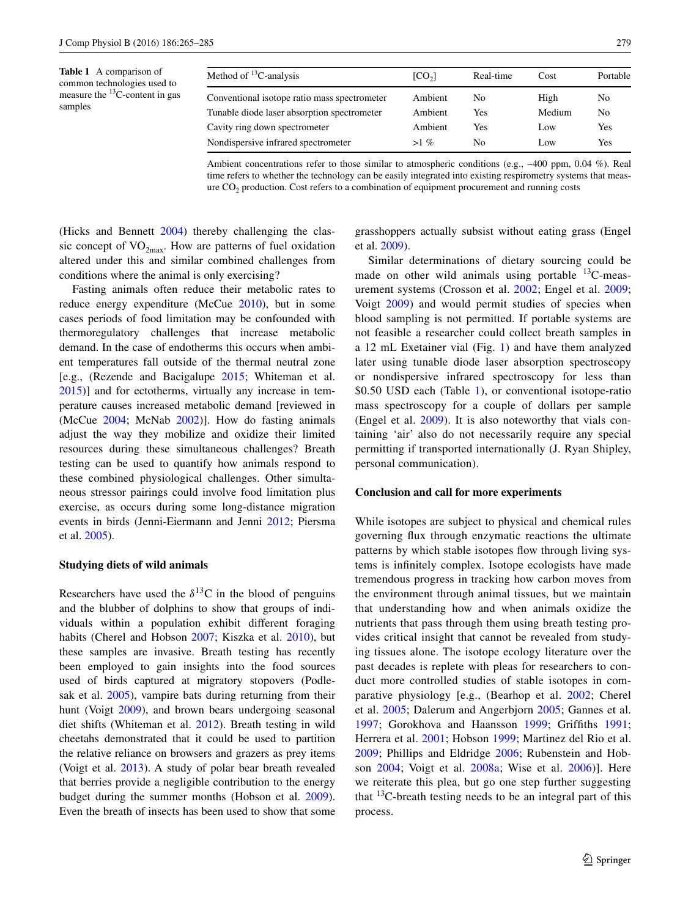**Table 1** A comparison of common technologies used to measure the $^{13}C$-content in gas samples

| Method of $^{13}C$-analysis | $[CO_2]$ | Real-time | Cost | Portable |
|---|---|---|---|---|
| Conventional isotope ratio mass spectrometer | Ambient | No | High | No |
| Tunable diode laser absorption spectrometer | Ambient | Yes | Medium | No |
| Cavity ring down spectrometer | Ambient | Yes | Low | Yes |
| Nondispersive infrared spectrometer | >1 % | No | Low | Yes |

Ambient concentrations refer to those similar to atmospheric conditions (e.g., ~400 ppm, 0.04 %). Real time refers to whether the technology can be easily integrated into existing respirometry systems that measure $CO_2$ production. Cost refers to a combination of equipment procurement and running costs

(Hicks and Bennett 2004) thereby challenging the classic concept of $VO_{2max}$. How are patterns of fuel oxidation altered under this and similar combined challenges from conditions where the animal is only exercising?

Fasting animals often reduce their metabolic rates to reduce energy expenditure (McCue 2010), but in some cases periods of food limitation may be confounded with thermoregulatory challenges that increase metabolic demand. In the case of endotherms this occurs when ambient temperatures fall outside of the thermal neutral zone [e.g., (Rezende and Bacigalupe 2015; Whiteman et al. 2015)] and for ectotherms, virtually any increase in temperature causes increased metabolic demand [reviewed in (McCue 2004; McNab 2002)]. How do fasting animals adjust the way they mobilize and oxidize their limited resources during these simultaneous challenges? Breath testing can be used to quantify how animals respond to these combined physiological challenges. Other simultaneous stressor pairings could involve food limitation plus exercise, as occurs during some long-distance migration events in birds (Jenni-Eiermann and Jenni 2012; Piersma et al. 2005).

### Studying diets of wild animals

Researchers have used the $\delta^{13}C$ in the blood of penguins and the blubber of dolphins to show that groups of individuals within a population exhibit different foraging habits (Cherel and Hobson 2007; Kiszka et al. 2010), but these samples are invasive. Breath testing has recently been employed to gain insights into the food sources used of birds captured at migratory stopovers (Podlesak et al. 2005), vampire bats during returning from their hunt (Voigt 2009), and brown bears undergoing seasonal diet shifts (Whiteman et al. 2012). Breath testing in wild cheetahs demonstrated that it could be used to partition the relative reliance on browsers and grazers as prey items (Voigt et al. 2013). A study of polar bear breath revealed that berries provide a negligible contribution to the energy budget during the summer months (Hobson et al. 2009). Even the breath of insects has been used to show that some grasshoppers actually subsist without eating grass (Engel et al. 2009).

Similar determinations of dietary sourcing could be made on other wild animals using portable $^{13}C$-measurement systems (Crosson et al. 2002; Engel et al. 2009; Voigt 2009) and would permit studies of species when blood sampling is not permitted. If portable systems are not feasible a researcher could collect breath samples in a 12 mL Exetainer vial (Fig. 1) and have them analyzed later using tunable diode laser absorption spectroscopy or nondispersive infrared spectroscopy for less than \$0.50 USD each (Table 1), or conventional isotope-ratio mass spectroscopy for a couple of dollars per sample (Engel et al. 2009). It is also noteworthy that vials containing 'air' also do not necessarily require any special permitting if transported internationally (J. Ryan Shipley, personal communication).

### Conclusion and call for more experiments

While isotopes are subject to physical and chemical rules governing flux through enzymatic reactions the ultimate patterns by which stable isotopes flow through living systems is infinitely complex. Isotope ecologists have made tremendous progress in tracking how carbon moves from the environment through animal tissues, but we maintain that understanding how and when animals oxidize the nutrients that pass through them using breath testing provides critical insight that cannot be revealed from studying tissues alone. The isotope ecology literature over the past decades is replete with pleas for researchers to conduct more controlled studies of stable isotopes in comparative physiology [e.g., (Bearhop et al. 2002; Cherel et al. 2005; Dalerum and Angerbjorn 2005; Gannes et al. 1997; Gorokhova and Haansson 1999; Griffiths 1991; Herrera et al. 2001; Hobson 1999; Martinez del Rio et al. 2009; Phillips and Eldridge 2006; Rubenstein and Hobson 2004; Voigt et al. 2008a; Wise et al. 2006)]. Here we reiterate this plea, but go one step further suggesting that $^{13}C$-breath testing needs to be an integral part of this process.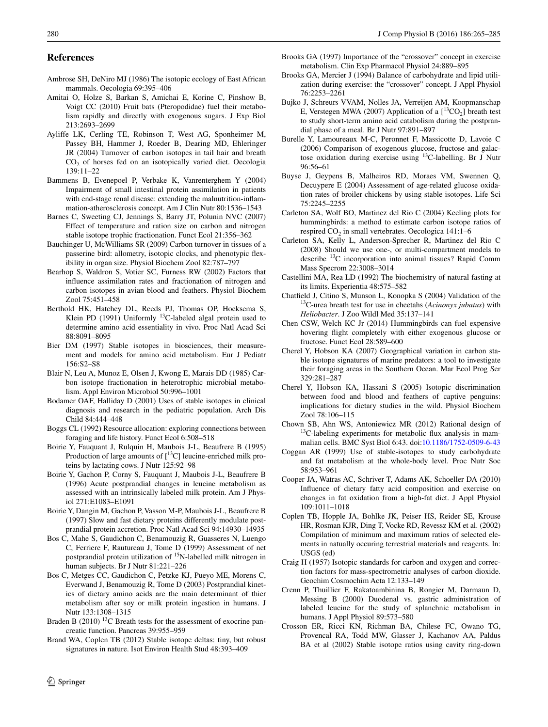## References

Ambrose SH, DeNiro MJ (1986) The isotopic ecology of East African mammals. Oecologia 69:395–406

Amitai O, Holze S, Barkan S, Amichai E, Korine C, Pinshow B, Voigt CC (2010) Fruit bats (Pteropodidae) fuel their metabolism rapidly and directly with exogenous sugars. J Exp Biol 213:2693–2699

Ayliffe LK, Cerling TE, Robinson T, West AG, Sponheimer M, Passey BH, Hammer J, Roeder B, Dearing MD, Ehleringer JR (2004) Turnover of carbon isotopes in tail hair and breath $CO_2$ of horses fed on an isotopically varied diet. Oecologia 139:11–22

Bammens B, Evenepoel P, Verbake K, Vanrenterghem Y (2004) Impairment of small intestinal protein assimilation in patients with end-stage renal disease: extending the malnutrition-inflammation-atherosclerosis concept. Am J Clin Nutr 80:1536–1543

Barnes C, Sweeting CJ, Jennings S, Barry JT, Polunin NVC (2007) Effect of temperature and ration size on carbon and nitrogen stable isotope trophic fractionation. Funct Ecol 21:356–362

Bauchinger U, McWilliams SR (2009) Carbon turnover in tissues of a passerine bird: allometry, isotopic clocks, and phenotypic flexibility in organ size. Physiol Biochem Zool 82:787–797

Bearhop S, Waldron S, Votier SC, Furness RW (2002) Factors that influence assimilation rates and fractionation of nitrogen and carbon isotopes in avian blood and feathers. Physiol Biochem Zool 75:451–458

Berthold HK, Hatchey DL, Reeds PJ, Thomas OP, Hoeksema S, Klein PD (1991) Uniformly $^{13}$C-labeled algal protein used to determine amino acid essentiality in vivo. Proc Natl Acad Sci 88:8091–8095

Bier DM (1997) Stable isotopes in biosciences, their measurement and models for amino acid metabolism. Eur J Pediatr 156:S2–S8

Blair N, Leu A, Munoz E, Olsen J, Kwong E, Marais DD (1985) Carbon isotope fractionation in heterotrophic microbial metabolism. Appl Environ Microbiol 50:996–1001

Bodamer OAF, Halliday D (2001) Uses of stable isotopes in clinical diagnosis and research in the pediatric population. Arch Dis Child 84:444–448

Boggs CL (1992) Resource allocation: exploring connections between foraging and life history. Funct Ecol 6:508–518

Boirie Y, Fauquant J, Rulquin H, Maubois J-L, Beaufrere B (1995) Production of large amounts of [$^{13}$C] leucine-enriched milk proteins by lactating cows. J Nutr 125:92–98

Boirie Y, Gachon P, Corny S, Fauquant J, Maubois J-L, Beaufrere B (1996) Acute postprandial changes in leucine metabolism as assessed with an intrinsically labeled milk protein. Am J Physiol 271:E1083–E1091

Boirie Y, Dangin M, Gachon P, Vasson M-P, Maubois J-L, Beaufrere B (1997) Slow and fast dietary proteins differently modulate postprandial protein accretion. Proc Natl Acad Sci 94:14930–14935

Bos C, Mahe S, Gaudichon C, Benamouzig R, Guasseres N, Luengo C, Ferriere F, Rautureau J, Tome D (1999) Assessment of net postprandial protein utilization of $^{15}$N-labelled milk nitrogen in human subjects. Br J Nutr 81:221–226

Bos C, Metges CC, Gaudichon C, Petzke KJ, Pueyo ME, Morens C, Everwand J, Benamouzig R, Tome D (2003) Postprandial kinetics of dietary amino acids are the main determinant of thier metabolism after soy or milk protein ingestion in humans. J Nutr 133:1308–1315

Braden B (2010) $^{13}$C Breath tests for the assessment of exocrine pancreatic function. Pancreas 39:955–959

Brand WA, Coplen TB (2012) Stable isotope deltas: tiny, but robust signatures in nature. Isot Environ Health Stud 48:393–409

Brooks GA (1997) Importance of the "crossover" concept in exercise metabolism. Clin Exp Pharmacol Physiol 24:889–895

Brooks GA, Mercier J (1994) Balance of carbohydrate and lipid utilization during exercise: the "crossover" concept. J Appl Physiol 76:2253–2261

Bujko J, Schreurs VVAM, Nolles JA, Verreijen AM, Koopmanschap E, Verstegen MWA (2007) Application of a [$^{13}CO_2$] breath test to study short-term amino acid catabolism during the postprandial phase of a meal. Br J Nutr 97:891–897

Burelle Y, Lamoureaux M-C, Peronnet F, Massicotte D, Lavoie C (2006) Comparison of exogenous glucose, fructose and galactose oxidation during exercise using $^{13}$C-labelling. Br J Nutr 96:56–61

Buyse J, Geypens B, Malheiros RD, Moraes VM, Swennen Q, Decuypere E (2004) Assessment of age-related glucose oxidation rates of broiler chickens by using stable isotopes. Life Sci 75:2245–2255

Carleton SA, Wolf BO, Martinez del Rio C (2004) Keeling plots for hummingbirds: a method to estimate carbon isotope ratios of respired $CO_2$ in small vertebrates. Oecologica 141:1–6

Carleton SA, Kelly L, Anderson-Sprecher R, Martinez del Rio C (2008) Should we use one-, or multi-compartment models to describe $^{13}$C incorporation into animal tissues? Rapid Comm Mass Specrom 22:3008–3014

Castellini MA, Rea LD (1992) The biochemistry of natural fasting at its limits. Experientia 48:575–582

Chatfield J, Citino S, Munson L, Konopka S (2004) Validation of the $^{13}$C-urea breath test for use in cheetahs (*Acinonyx jubatus*) with *Heliobacter*. J Zoo Wildl Med 35:137–141

Chen CSW, Welch KC Jr (2014) Hummingbirds can fuel expensive hovering flight completely with either exogenous glucose or fructose. Funct Ecol 28:589–600

Cherel Y, Hobson KA (2007) Geographical variation in carbon stable isotope signatures of marine predators: a tool to investigate their foraging areas in the Southern Ocean. Mar Ecol Prog Ser 329:281–287

Cherel Y, Hobson KA, Hassani S (2005) Isotopic discrimination between food and blood and feathers of captive penguins: implications for dietary studies in the wild. Physiol Biochem Zool 78:106–115

Chown SB, Ahn WS, Antoniewicz MR (2012) Rational design of $^{13}$C-labeling experiments for metabolic flux analysis in mammalian cells. BMC Syst Biol 6:43. doi:10.1186/1752-0509-6-43

Coggan AR (1999) Use of stable-isotopes to study carbohydrate and fat metabolism at the whole-body level. Proc Nutr Soc 58:953–961

Cooper JA, Watras AC, Schriver T, Adams AK, Schoeller DA (2010) Influence of dietary fatty acid composition and exercise on changes in fat oxidation from a high-fat diet. J Appl Physiol 109:1011–1018

Coplen TB, Hopple JA, Bohlke JK, Peiser HS, Reider SE, Krouse HR, Rosman KJR, Ding T, Vocke RD, Revessz KM et al. (2002) Compilation of minimum and maximum ratios of selected elements in natually occuring terrestrial materials and reagents. In: USGS (ed)

Craig H (1957) Isotopic standards for carbon and oxygen and correction factors for mass-spectrometric analyses of carbon dioxide. Geochim Cosmochim Acta 12:133–149

Crenn P, Thuillier F, Rakatoambinina B, Rongier M, Darmaun D, Messing B (2000) Duodenal vs. gastric administration of labeled leucine for the study of splanchnic metabolism in humans. J Appl Physiol 89:573–580

Crosson ER, Ricci KN, Richman BA, Chilese FC, Owano TG, Provencal RA, Todd MW, Glasser J, Kachanov AA, Paldus BA et al (2002) Stable isotope ratios using cavity ring-down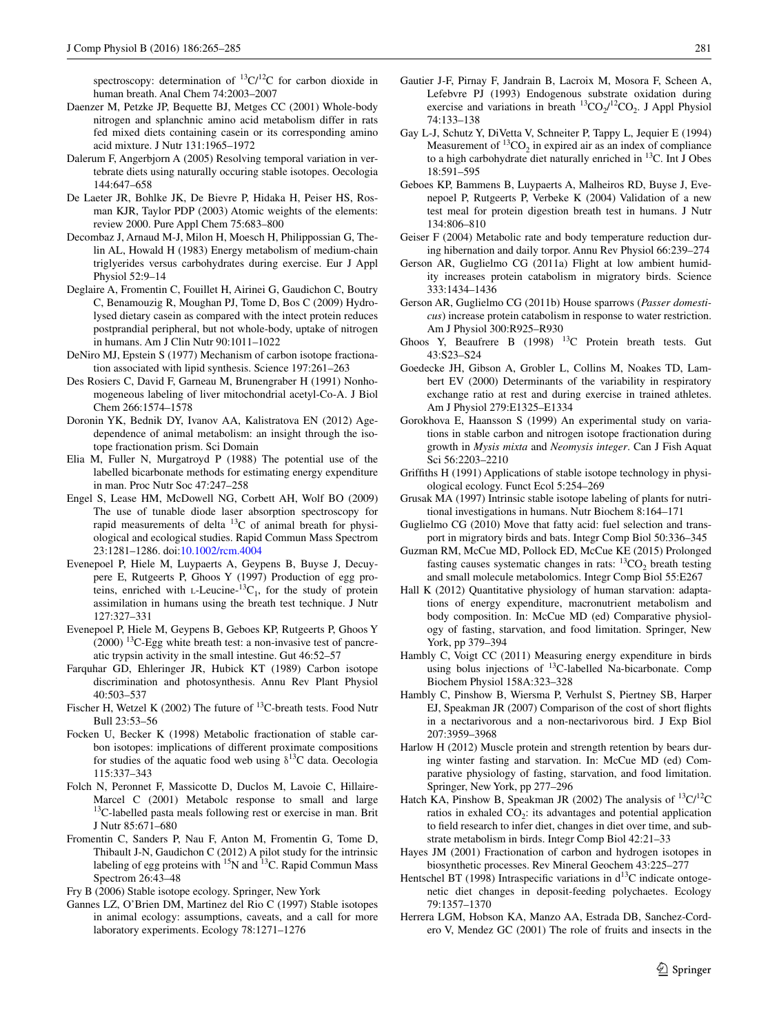spectroscopy: determination of $^{13}C/^{12}C$ for carbon dioxide in human breath. Anal Chem 74:2003–2007

Daenzer M, Petzke JP, Bequette BJ, Metges CC (2001) Whole-body nitrogen and splanchnic amino acid metabolism differ in rats fed mixed diets containing casein or its corresponding amino acid mixture. J Nutr 131:1965–1972

Dalerum F, Angerbjorn A (2005) Resolving temporal variation in vertebrate diets using naturally occuring stable isotopes. Oecologia 144:647–658

De Laeter JR, Bohlke JK, De Bievre P, Hidaka H, Peiser HS, Rosman KJR, Taylor PDP (2003) Atomic weights of the elements: review 2000. Pure Appl Chem 75:683–800

Decombaz J, Arnaud M-J, Milon H, Moesch H, Philippossian G, Thelin AL, Howald H (1983) Energy metabolism of medium-chain triglyerides versus carbohydrates during exercise. Eur J Appl Physiol 52:9–14

Deglaire A, Fromentin C, Fouillet H, Airinei G, Gaudichon C, Boutry C, Benamouzig R, Moughan PJ, Tome D, Bos C (2009) Hydrolysed dietary casein as compared with the intect protein reduces postprandial peripheral, but not whole-body, uptake of nitrogen in humans. Am J Clin Nutr 90:1011–1022

DeNiro MJ, Epstein S (1977) Mechanism of carbon isotope fractionation associated with lipid synthesis. Science 197:261–263

Des Rosiers C, David F, Garneau M, Brunengraber H (1991) Nonhomogeneous labeling of liver mitochondrial acetyl-Co-A. J Biol Chem 266:1574–1578

Doronin YK, Bednik DY, Ivanov AA, Kalistratova EN (2012) Age-dependence of animal metabolism: an insight through the isotope fractionation prism. Sci Domain

Elia M, Fuller N, Murgatroyd P (1988) The potential use of the labelled bicarbonate methods for estimating energy expenditure in man. Proc Nutr Soc 47:247–258

Engel S, Lease HM, McDowell NG, Corbett AH, Wolf BO (2009) The use of tunable diode laser absorption spectroscopy for rapid measurements of delta $^{13}C$ of animal breath for physiological and ecological studies. Rapid Commun Mass Spectrom 23:1281–1286. doi:10.1002/rcm.4004

Evenepoel P, Hiele M, Luypaerts A, Geypens B, Buyse J, Decuypere E, Rutgeerts P, Ghoos Y (1997) Production of egg proteins, enriched with L-Leucine-$^{13}C_1$, for the study of protein assimilation in humans using the breath test technique. J Nutr 127:327–331

Evenepoel P, Hiele M, Geypens B, Geboes KP, Rutgeerts P, Ghoos Y (2000) $^{13}C$-Egg white breath test: a non-invasive test of pancreatic trypsin activity in the small intestine. Gut 46:52–57

Farquhar GD, Ehleringer JR, Hubick KT (1989) Carbon isotope discrimination and photosynthesis. Annu Rev Plant Physiol 40:503–537

Fischer H, Wetzel K (2002) The future of $^{13}C$-breath tests. Food Nutr Bull 23:53–56

Focken U, Becker K (1998) Metabolic fractionation of stable carbon isotopes: implications of different proximate compositions for studies of the aquatic food web using $\delta^{13}C$ data. Oecologia 115:337–343

Folch N, Peronnet F, Massicotte D, Duclos M, Lavoie C, Hillaire-Marcel C (2001) Metabolc response to small and large $^{13}C$-labelled pasta meals following rest or exercise in man. Brit J Nutr 85:671–680

Fromentin C, Sanders P, Nau F, Anton M, Fromentin G, Tome D, Thibault J-N, Gaudichon C (2012) A pilot study for the intrinsic labeling of egg proteins with $^{15}N$ and $^{13}C$. Rapid Commun Mass Spectrom 26:43–48

Fry B (2006) Stable isotope ecology. Springer, New York

Gannes LZ, O'Brien DM, Martinez del Rio C (1997) Stable isotopes in animal ecology: assumptions, caveats, and a call for more laboratory experiments. Ecology 78:1271–1276

Gautier J-F, Pirnay F, Jandrain B, Lacroix M, Mosora F, Scheen A, Lefebvre PJ (1993) Endogenous substrate oxidation during exercise and variations in breath $^{13}CO_2/^{12}CO_2$. J Appl Physiol 74:133–138

Gay L-J, Schutz Y, DiVetta V, Schneiter P, Tappy L, Jequier E (1994) Measurement of $^{13}CO_2$ in expired air as an index of compliance to a high carbohydrate diet naturally enriched in $^{13}C$. Int J Obes 18:591–595

Geboes KP, Bammens B, Luypaerts A, Malheiros RD, Buyse J, Evenepoel P, Rutgeerts P, Verbeke K (2004) Validation of a new test meal for protein digestion breath test in humans. J Nutr 134:806–810

Geiser F (2004) Metabolic rate and body temperature reduction during hibernation and daily torpor. Annu Rev Physiol 66:239–274

Gerson AR, Guglielmo CG (2011a) Flight at low ambient humidity increases protein catabolism in migratory birds. Science 333:1434–1436

Gerson AR, Guglielmo CG (2011b) House sparrows (*Passer domesticus*) increase protein catabolism in response to water restriction. Am J Physiol 300:R925–R930

Ghoos Y, Beaufrere B (1998) $^{13}C$ Protein breath tests. Gut 43:S23–S24

Goedecke JH, Gibson A, Grobler L, Collins M, Noakes TD, Lambert EV (2000) Determinants of the variability in respiratory exchange ratio at rest and during exercise in trained athletes. Am J Physiol 279:E1325–E1334

Gorokhova E, Haansson S (1999) An experimental study on variations in stable carbon and nitrogen isotope fractionation during growth in *Mysis mixta* and *Neomysis integer*. Can J Fish Aquat Sci 56:2203–2210

Griffiths H (1991) Applications of stable isotope technology in physiological ecology. Funct Ecol 5:254–269

Grusak MA (1997) Intrinsic stable isotope labeling of plants for nutritional investigations in humans. Nutr Biochem 8:164–171

Guglielmo CG (2010) Move that fatty acid: fuel selection and transport in migratory birds and bats. Integr Comp Biol 50:336–345

Guzman RM, McCue MD, Pollock ED, McCue KE (2015) Prolonged fasting causes systematic changes in rats: $^{13}CO_2$ breath testing and small molecule metabolomics. Integr Comp Biol 55:E267

Hall K (2012) Quantitative physiology of human starvation: adaptations of energy expenditure, macronutrient metabolism and body composition. In: McCue MD (ed) Comparative physiology of fasting, starvation, and food limitation. Springer, New York, pp 379–394

Hambly C, Voigt CC (2011) Measuring energy expenditure in birds using bolus injections of $^{13}C$-labelled Na-bicarbonate. Comp Biochem Physiol 158A:323–328

Hambly C, Pinshow B, Wiersma P, Verhulst S, Piertney SB, Harper EJ, Speakman JR (2007) Comparison of the cost of short flights in a nectarivorous and a non-nectarivorous bird. J Exp Biol 207:3959–3968

Harlow H (2012) Muscle protein and strength retention by bears during winter fasting and starvation. In: McCue MD (ed) Comparative physiology of fasting, starvation, and food limitation. Springer, New York, pp 277–296

Hatch KA, Pinshow B, Speakman JR (2002) The analysis of $^{13}C/^{12}C$ ratios in exhaled $CO_2$: its advantages and potential application to field research to infer diet, changes in diet over time, and substrate metabolism in birds. Integr Comp Biol 42:21–33

Hayes JM (2001) Fractionation of carbon and hydrogen isotopes in biosynthetic processes. Rev Mineral Geochem 43:225–277

Hentschel BT (1998) Intraspecific variations in $d^{13}C$ indicate ontogenetic diet changes in deposit-feeding polychaetes. Ecology 79:1357–1370

Herrera LGM, Hobson KA, Manzo AA, Estrada DB, Sanchez-Cordero V, Mendez GC (2001) The role of fruits and insects in the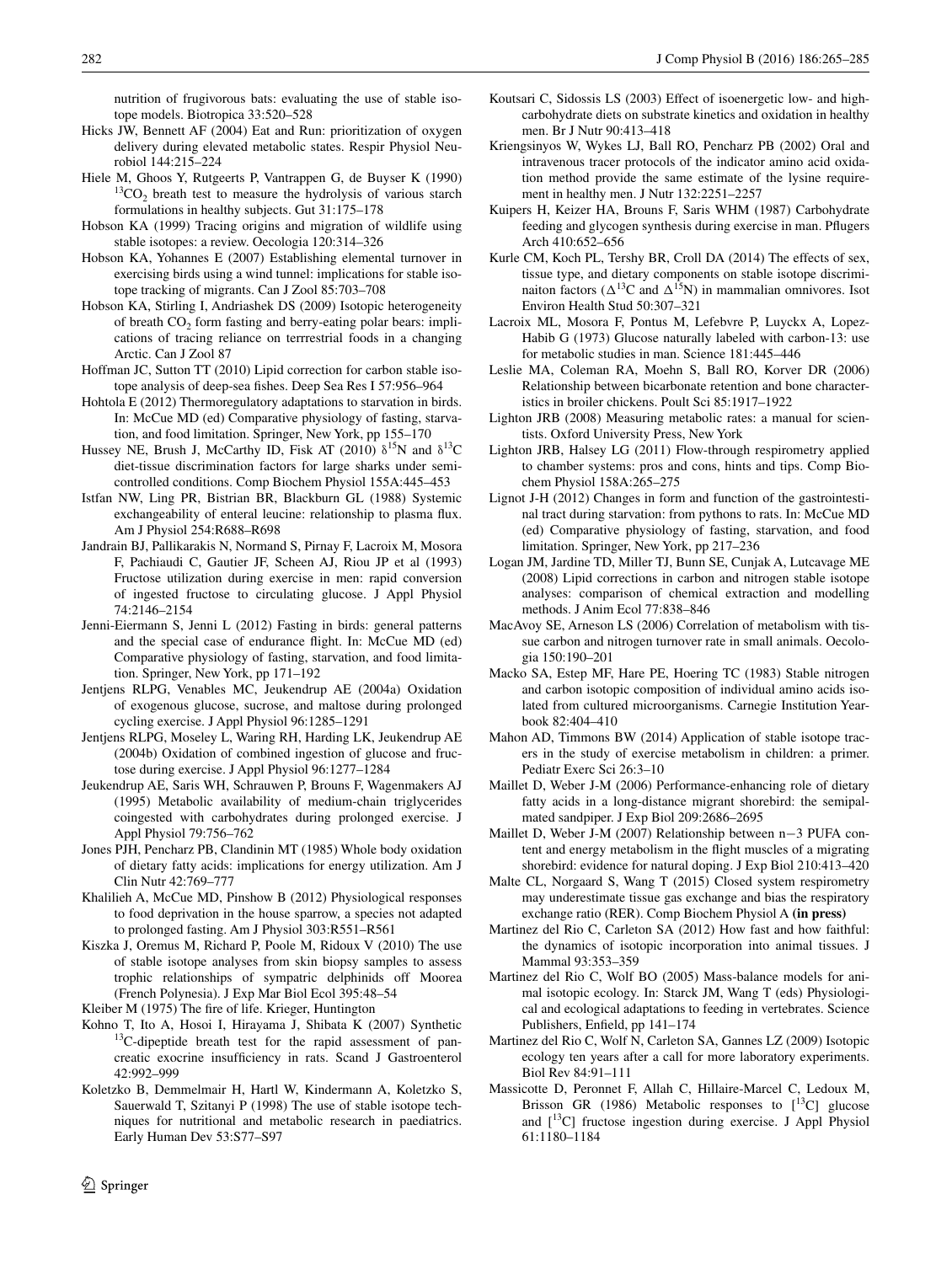nutrition of frugivorous bats: evaluating the use of stable isotope models. Biotropica 33:520–528

Hicks JW, Bennett AF (2004) Eat and Run: prioritization of oxygen delivery during elevated metabolic states. Respir Physiol Neurobiol 144:215–224

Hiele M, Ghoos Y, Rutgeerts P, Vantrappen G, de Buyser K (1990) $^{13}CO_2$ breath test to measure the hydrolysis of various starch formulations in healthy subjects. Gut 31:175–178

Hobson KA (1999) Tracing origins and migration of wildlife using stable isotopes: a review. Oecologia 120:314–326

Hobson KA, Yohannes E (2007) Establishing elemental turnover in exercising birds using a wind tunnel: implications for stable isotope tracking of migrants. Can J Zool 85:703–708

Hobson KA, Stirling I, Andriashek DS (2009) Isotopic heterogeneity of breath $CO_2$ form fasting and berry-eating polar bears: implications of tracing reliance on terrrestrial foods in a changing Arctic. Can J Zool 87

Hoffman JC, Sutton TT (2010) Lipid correction for carbon stable isotope analysis of deep-sea fishes. Deep Sea Res I 57:956–964

Hohtola E (2012) Thermoregulatory adaptations to starvation in birds. In: McCue MD (ed) Comparative physiology of fasting, starvation, and food limitation. Springer, New York, pp 155–170

Hussey NE, Brush J, McCarthy ID, Fisk AT (2010) $\delta^{15}N$ and $\delta^{13}C$ diet-tissue discrimination factors for large sharks under semi-controlled conditions. Comp Biochem Physiol 155A:445–453

Istfan NW, Ling PR, Bistrian BR, Blackburn GL (1988) Systemic exchangeability of enteral leucine: relationship to plasma flux. Am J Physiol 254:R688–R698

Jandrain BJ, Pallikarakis N, Normand S, Pirnay F, Lacroix M, Mosora F, Pachiaudi C, Gautier JF, Scheen AJ, Riou JP et al (1993) Fructose utilization during exercise in men: rapid conversion of ingested fructose to circulating glucose. J Appl Physiol 74:2146–2154

Jenni-Eiermann S, Jenni L (2012) Fasting in birds: general patterns and the special case of endurance flight. In: McCue MD (ed) Comparative physiology of fasting, starvation, and food limitation. Springer, New York, pp 171–192

Jentjens RLPG, Venables MC, Jeukendrup AE (2004a) Oxidation of exogenous glucose, sucrose, and maltose during prolonged cycling exercise. J Appl Physiol 96:1285–1291

Jentjens RLPG, Moseley L, Waring RH, Harding LK, Jeukendrup AE (2004b) Oxidation of combined ingestion of glucose and fructose during exercise. J Appl Physiol 96:1277–1284

Jeukendrup AE, Saris WH, Schrauwen P, Brouns F, Wagenmakers AJ (1995) Metabolic availability of medium-chain triglycerides coingested with carbohydrates during prolonged exercise. J Appl Physiol 79:756–762

Jones PJH, Pencharz PB, Clandinin MT (1985) Whole body oxidation of dietary fatty acids: implications for energy utilization. Am J Clin Nutr 42:769–777

Khalilieh A, McCue MD, Pinshow B (2012) Physiological responses to food deprivation in the house sparrow, a species not adapted to prolonged fasting. Am J Physiol 303:R551–R561

Kiszka J, Oremus M, Richard P, Poole M, Ridoux V (2010) The use of stable isotope analyses from skin biopsy samples to assess trophic relationships of sympatric delphinids off Moorea (French Polynesia). J Exp Mar Biol Ecol 395:48–54

Kleiber M (1975) The fire of life. Krieger, Huntington

Kohno T, Ito A, Hosoi I, Hirayama J, Shibata K (2007) Synthetic $^{13}C$-dipeptide breath test for the rapid assessment of pancreatic exocrine insufficiency in rats. Scand J Gastroenterol 42:992–999

Koletzko B, Demmelmair H, Hartl W, Kindermann A, Koletzko S, Sauerwald T, Szitanyi P (1998) The use of stable isotope techniques for nutritional and metabolic research in paediatrics. Early Human Dev 53:S77–S97

Koutsari C, Sidossis LS (2003) Effect of isoenergetic low- and high-carbohydrate diets on substrate kinetics and oxidation in healthy men. Br J Nutr 90:413–418

Kriengsinyos W, Wykes LJ, Ball RO, Pencharz PB (2002) Oral and intravenous tracer protocols of the indicator amino acid oxidation method provide the same estimate of the lysine requirement in healthy men. J Nutr 132:2251–2257

Kuipers H, Keizer HA, Brouns F, Saris WHM (1987) Carbohydrate feeding and glycogen synthesis during exercise in man. Pflugers Arch 410:652–656

Kurle CM, Koch PL, Tershy BR, Croll DA (2014) The effects of sex, tissue type, and dietary components on stable isotope discriminaiton factors ($\Delta^{13}C$ and $\Delta^{15}N$) in mammalian omnivores. Isot Environ Health Stud 50:307–321

Lacroix ML, Mosora F, Pontus M, Lefebvre P, Luyckx A, Lopez-Habib G (1973) Glucose naturally labeled with carbon-13: use for metabolic studies in man. Science 181:445–446

Leslie MA, Coleman RA, Moehn S, Ball RO, Korver DR (2006) Relationship between bicarbonate retention and bone characteristics in broiler chickens. Poult Sci 85:1917–1922

Lighton JRB (2008) Measuring metabolic rates: a manual for scientists. Oxford University Press, New York

Lighton JRB, Halsey LG (2011) Flow-through respirometry applied to chamber systems: pros and cons, hints and tips. Comp Biochem Physiol 158A:265–275

Lignot J-H (2012) Changes in form and function of the gastrointestinal tract during starvation: from pythons to rats. In: McCue MD (ed) Comparative physiology of fasting, starvation, and food limitation. Springer, New York, pp 217–236

Logan JM, Jardine TD, Miller TJ, Bunn SE, Cunjak A, Lutcavage ME (2008) Lipid corrections in carbon and nitrogen stable isotope analyses: comparison of chemical extraction and modelling methods. J Anim Ecol 77:838–846

MacAvoy SE, Arneson LS (2006) Correlation of metabolism with tissue carbon and nitrogen turnover rate in small animals. Oecologia 150:190–201

Macko SA, Estep MF, Hare PE, Hoering TC (1983) Stable nitrogen and carbon isotopic composition of individual amino acids isolated from cultured microorganisms. Carnegie Institution Yearbook 82:404–410

Mahon AD, Timmons BW (2014) Application of stable isotope tracers in the study of exercise metabolism in children: a primer. Pediatr Exerc Sci 26:3–10

Maillet D, Weber J-M (2006) Performance-enhancing role of dietary fatty acids in a long-distance migrant shorebird: the semipalmated sandpiper. J Exp Biol 209:2686–2695

Maillet D, Weber J-M (2007) Relationship between n−3 PUFA content and energy metabolism in the flight muscles of a migrating shorebird: evidence for natural doping. J Exp Biol 210:413–420

Malte CL, Norgaard S, Wang T (2015) Closed system respirometry may underestimate tissue gas exchange and bias the respiratory exchange ratio (RER). Comp Biochem Physiol A **(in press)**

Martinez del Rio C, Carleton SA (2012) How fast and how faithful: the dynamics of isotopic incorporation into animal tissues. J Mammal 93:353–359

Martinez del Rio C, Wolf BO (2005) Mass-balance models for animal isotopic ecology. In: Starck JM, Wang T (eds) Physiological and ecological adaptations to feeding in vertebrates. Science Publishers, Enfield, pp 141–174

Martinez del Rio C, Wolf N, Carleton SA, Gannes LZ (2009) Isotopic ecology ten years after a call for more laboratory experiments. Biol Rev 84:91–111

Massicotte D, Peronnet F, Allah C, Hillaire-Marcel C, Ledoux M, Brisson GR (1986) Metabolic responses to [$^{13}C$] glucose and [$^{13}C$] fructose ingestion during exercise. J Appl Physiol 61:1180–1184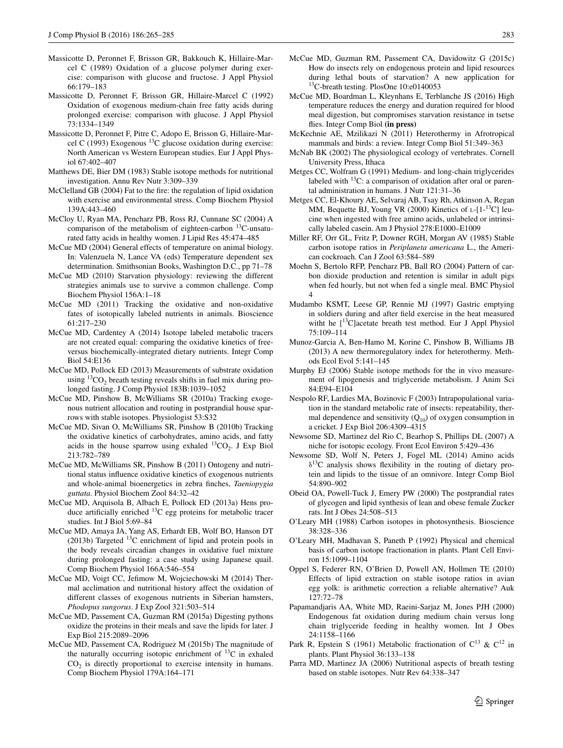Massicotte D, Peronnet F, Brisson GR, Bakkouch K, Hillaire-Marcel C (1989) Oxidation of a glucose polymer during exercise: comparison with glucose and fructose. J Appl Physiol 66:179–183

Massicotte D, Peronnet F, Brisson GR, Hillaire-Marcel C (1992) Oxidation of exogenous medium-chain free fatty acids during prolonged exercise: comparison with glucose. J Appl Physiol 73:1334–1349

Massicotte D, Peronnet F, Pitre C, Adopo E, Brisson G, Hillaire-Marcel C (1993) Exogenous $^{13}$C glucose oxidation during exercise: North American vs Western European studies. Eur J Appl Physiol 67:402–407

Matthews DE, Bier DM (1983) Stable isotope methods for nutritional investigation. Annu Rev Nutr 3:309–339

McClelland GB (2004) Fat to the fire: the regulation of lipid oxidation with exercise and environmental stress. Comp Biochem Physiol 139A:443–460

McCloy U, Ryan MA, Pencharz PB, Ross RJ, Cunnane SC (2004) A comparison of the metabolism of eighteen-carbon $^{13}$C-unsaturated fatty acids in healthy women. J Lipid Res 45:474–485

McCue MD (2004) General effects of temperature on animal biology. In: Valenzuela N, Lance VA (eds) Temperature dependent sex determination. Smithsonian Books, Washington D.C., pp 71–78

McCue MD (2010) Starvation physiology: reviewing the different strategies animals use to survive a common challenge. Comp Biochem Physiol 156A:1–18

McCue MD (2011) Tracking the oxidative and non-oxidative fates of isotopically labeled nutrients in animals. Bioscience 61:217–230

McCue MD, Cardentey A (2014) Isotope labeled metabolic tracers are not created equal: comparing the oxidative kinetics of free-versus biochemically-integrated dietary nutrients. Integr Comp Biol 54:E136

McCue MD, Pollock ED (2013) Measurements of substrate oxidation using $^{13}CO_2$ breath testing reveals shifts in fuel mix during prolonged fasting. J Comp Physiol 183B:1039–1052

McCue MD, Pinshow B, McWilliams SR (2010a) Tracking exogenous nutrient allocation and routing in postprandial house sparrows with stable isotopes. Physiologist 53:S32

McCue MD, Sivan O, McWilliams SR, Pinshow B (2010b) Tracking the oxidative kinetics of carbohydrates, amino acids, and fatty acids in the house sparrow using exhaled $^{13}CO_2$. J Exp Biol 213:782–789

McCue MD, McWilliams SR, Pinshow B (2011) Ontogeny and nutritional status influence oxidative kinetics of exogenous nutrients and whole-animal bioenergetics in zebra finches, *Taeniopygia guttata*. Physiol Biochem Zool 84:32–42

McCue MD, Arquisola B, Albach E, Pollock ED (2013a) Hens produce artificially enriched $^{13}$C egg proteins for metabolic tracer studies. Int J Biol 5:69–84

McCue MD, Amaya JA, Yang AS, Erhardt EB, Wolf BO, Hanson DT (2013b) Targeted $^{13}$C enrichment of lipid and protein pools in the body reveals circadian changes in oxidative fuel mixture during prolonged fasting: a case study using Japanese quail. Comp Biochem Physiol 166A:546–554

McCue MD, Voigt CC, Jefimow M, Wojciechowski M (2014) Thermal acclimation and nutritional history affect the oxidation of different classes of exogenous nutrients in Siberian hamsters, *Phodopus sungorus*. J Exp Zool 321:503–514

McCue MD, Passement CA, Guzman RM (2015a) Digesting pythons oxidize the proteins in their meals and save the lipids for later. J Exp Biol 215:2089–2096

McCue MD, Passement CA, Rodriguez M (2015b) The magnitude of the naturally occurring isotopic enrichment of $^{13}$C in exhaled $CO_2$ is directly proportional to exercise intensity in humans. Comp Biochem Physiol 179A:164–171

McCue MD, Guzman RM, Passement CA, Davidowitz G (2015c) How do insects rely on endogenous protein and lipid resources during lethal bouts of starvation? A new application for $^{13}$C-breath testing. PlosOne 10:e0140053

McCue MD, Boardman L, Kleynhans E, Terblanche JS (2016) High temperature reduces the energy and duration required for blood meal digestion, but compromises starvation resistance in tsetse flies. Integr Comp Biol **(in press)**

McKechnie AE, Mzilikazi N (2011) Heterothermy in Afrotropical mammals and birds: a review. Integr Comp Biol 51:349–363

McNab BK (2002) The physiological ecology of vertebrates. Cornell University Press, Ithaca

Metges CC, Wolfram G (1991) Medium- and long-chain triglycerides labeled with $^{13}$C: a comparison of oxidation after oral or parental administration in humans. J Nutr 121:31–36

Metges CC, El-Khoury AE, Selvaraj AB, Tsay Rh, Atkinson A, Regan MM, Bequette BJ, Young VR (2000) Kinetics of L-[1-$^{13}$C] leucine when ingested with free amino acids, unlabeled or intrinsically labeled casein. Am J Physiol 278:E1000–E1009

Miller RF, Orr GL, Fritz P, Downer RGH, Morgan AV (1985) Stable carbon isotope ratios in *Periplaneta americana* L., the American cockroach. Can J Zool 63:584–589

Moehn S, Bertolo RFP, Pencharz PB, Ball RO (2004) Pattern of carbon dioxide production and retention is similar in adult pigs when fed hourly, but not when fed a single meal. BMC Physiol 4

Mudambo KSMT, Leese GP, Rennie MJ (1997) Gastric emptying in soldiers during and after field exercise in the heat measured witht he [$^{13}$C]acetate breath test method. Eur J Appl Physiol 75:109–114

Munoz-Garcia A, Ben-Hamo M, Korine C, Pinshow B, Williams JB (2013) A new thermoregulatory index for heterothermy. Methods Ecol Evol 5:141–145

Murphy EJ (2006) Stable isotope methods for the in vivo measurement of lipogenesis and triglyceride metabolism. J Anim Sci 84:E94–E104

Nespolo RF, Lardies MA, Bozinovic F (2003) Intrapopulational variation in the standard metabolic rate of insects: repeatability, thermal dependence and sensitivity ($Q_{10}$) of oxygen consumption in a cricket. J Exp Biol 206:4309–4315

Newsome SD, Martinez del Rio C, Bearhop S, Phillips DL (2007) A niche for isotopic ecology. Front Ecol Environ 5:429–436

Newsome SD, Wolf N, Peters J, Fogel ML (2014) Amino acids $\delta^{13}$C analysis shows flexibility in the routing of dietary protein and lipids to the tissue of an omnivore. Integr Comp Biol 54:890–902

Obeid OA, Powell-Tuck J, Emery PW (2000) The postprandial rates of glycogen and lipid synthesis of lean and obese female Zucker rats. Int J Obes 24:508–513

O'Leary MH (1988) Carbon isotopes in photosynthesis. Bioscience 38:328–336

O'Leary MH, Madhavan S, Paneth P (1992) Physical and chemical basis of carbon isotope fractionation in plants. Plant Cell Environ 15:1099–1104

Oppel S, Federer RN, O'Brien D, Powell AN, Hollmen TE (2010) Effects of lipid extraction on stable isotope ratios in avian egg yolk: is arithmetic correction a reliable alternative? Auk 127:72–78

Papamandjaris AA, White MD, Raeini-Sarjaz M, Jones PJH (2000) Endogenous fat oxidation during medium chain versus long chain triglyceride feeding in healthy women. Int J Obes 24:1158–1166

Park R, Epstein S (1961) Metabolic fractionation of $C^{13}$ & $C^{12}$ in plants. Plant Physiol 36:133–138

Parra MD, Martinez JA (2006) Nutritional aspects of breath testing based on stable isotopes. Nutr Rev 64:338–347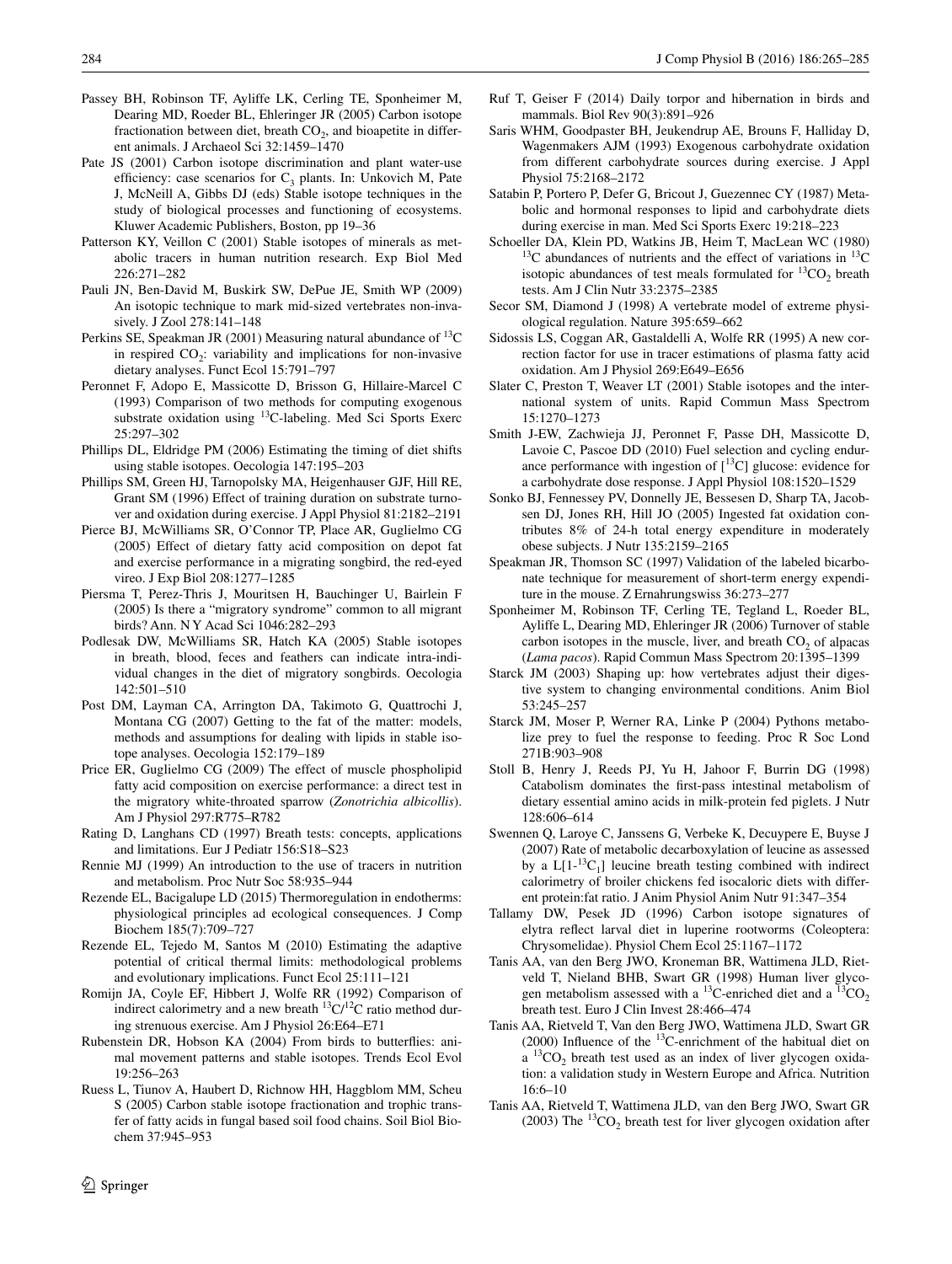Passey BH, Robinson TF, Ayliffe LK, Cerling TE, Sponheimer M, Dearing MD, Roeder BL, Ehleringer JR (2005) Carbon isotope fractionation between diet, breath $CO_2$, and bioapetite in different animals. J Archaeol Sci 32:1459–1470

Pate JS (2001) Carbon isotope discrimination and plant water-use efficiency: case scenarios for $C_3$ plants. In: Unkovich M, Pate J, McNeill A, Gibbs DJ (eds) Stable isotope techniques in the study of biological processes and functioning of ecosystems. Kluwer Academic Publishers, Boston, pp 19–36

Patterson KY, Veillon C (2001) Stable isotopes of minerals as metabolic tracers in human nutrition research. Exp Biol Med 226:271–282

Pauli JN, Ben-David M, Buskirk SW, DePue JE, Smith WP (2009) An isotopic technique to mark mid-sized vertebrates non-invasively. J Zool 278:141–148

Perkins SE, Speakman JR (2001) Measuring natural abundance of $^{13}C$ in respired $CO_2$: variability and implications for non-invasive dietary analyses. Funct Ecol 15:791–797

Peronnet F, Adopo E, Massicotte D, Brisson G, Hillaire-Marcel C (1993) Comparison of two methods for computing exogenous substrate oxidation using $^{13}C$-labeling. Med Sci Sports Exerc 25:297–302

Phillips DL, Eldridge PM (2006) Estimating the timing of diet shifts using stable isotopes. Oecologia 147:195–203

Phillips SM, Green HJ, Tarnopolsky MA, Heigenhauser GJF, Hill RE, Grant SM (1996) Effect of training duration on substrate turnover and oxidation during exercise. J Appl Physiol 81:2182–2191

Pierce BJ, McWilliams SR, O'Connor TP, Place AR, Guglielmo CG (2005) Effect of dietary fatty acid composition on depot fat and exercise performance in a migrating songbird, the red-eyed vireo. J Exp Biol 208:1277–1285

Piersma T, Perez-Thris J, Mouritsen H, Bauchinger U, Bairlein F (2005) Is there a "migratory syndrome" common to all migrant birds? Ann. N Y Acad Sci 1046:282–293

Podlesak DW, McWilliams SR, Hatch KA (2005) Stable isotopes in breath, blood, feces and feathers can indicate intra-individual changes in the diet of migratory songbirds. Oecologia 142:501–510

Post DM, Layman CA, Arrington DA, Takimoto G, Quattrochi J, Montana CG (2007) Getting to the fat of the matter: models, methods and assumptions for dealing with lipids in stable isotope analyses. Oecologia 152:179–189

Price ER, Guglielmo CG (2009) The effect of muscle phospholipid fatty acid composition on exercise performance: a direct test in the migratory white-throated sparrow (*Zonotrichia albicollis*). Am J Physiol 297:R775–R782

Rating D, Langhans CD (1997) Breath tests: concepts, applications and limitations. Eur J Pediatr 156:S18–S23

Rennie MJ (1999) An introduction to the use of tracers in nutrition and metabolism. Proc Nutr Soc 58:935–944

Rezende EL, Bacigalupe LD (2015) Thermoregulation in endotherms: physiological principles ad ecological consequences. J Comp Biochem 185(7):709–727

Rezende EL, Tejedo M, Santos M (2010) Estimating the adaptive potential of critical thermal limits: methodological problems and evolutionary implications. Funct Ecol 25:111–121

Romijn JA, Coyle EF, Hibbert J, Wolfe RR (1992) Comparison of indirect calorimetry and a new breath $^{13}C/^{12}C$ ratio method during strenuous exercise. Am J Physiol 26:E64–E71

Rubenstein DR, Hobson KA (2004) From birds to butterflies: animal movement patterns and stable isotopes. Trends Ecol Evol 19:256–263

Ruess L, Tiunov A, Haubert D, Richnow HH, Haggblom MM, Scheu S (2005) Carbon stable isotope fractionation and trophic transfer of fatty acids in fungal based soil food chains. Soil Biol Biochem 37:945–953

Ruf T, Geiser F (2014) Daily torpor and hibernation in birds and mammals. Biol Rev 90(3):891–926

Saris WHM, Goodpaster BH, Jeukendrup AE, Brouns F, Halliday D, Wagenmakers AJM (1993) Exogenous carbohydrate oxidation from different carbohydrate sources during exercise. J Appl Physiol 75:2168–2172

Satabin P, Portero P, Defer G, Bricout J, Guezennec CY (1987) Metabolic and hormonal responses to lipid and carbohydrate diets during exercise in man. Med Sci Sports Exerc 19:218–223

Schoeller DA, Klein PD, Watkins JB, Heim T, MacLean WC (1980) $^{13}C$ abundances of nutrients and the effect of variations in $^{13}C$ isotopic abundances of test meals formulated for $^{13}CO_2$ breath tests. Am J Clin Nutr 33:2375–2385

Secor SM, Diamond J (1998) A vertebrate model of extreme physiological regulation. Nature 395:659–662

Sidossis LS, Coggan AR, Gastaldelli A, Wolfe RR (1995) A new correction factor for use in tracer estimations of plasma fatty acid oxidation. Am J Physiol 269:E649–E656

Slater C, Preston T, Weaver LT (2001) Stable isotopes and the international system of units. Rapid Commun Mass Spectrom 15:1270–1273

Smith J-EW, Zachwieja JJ, Peronnet F, Passe DH, Massicotte D, Lavoie C, Pascoe DD (2010) Fuel selection and cycling endurance performance with ingestion of [$^{13}C$] glucose: evidence for a carbohydrate dose response. J Appl Physiol 108:1520–1529

Sonko BJ, Fennessey PV, Donnelly JE, Bessesen D, Sharp TA, Jacobsen DJ, Jones RH, Hill JO (2005) Ingested fat oxidation contributes 8% of 24-h total energy expenditure in moderately obese subjects. J Nutr 135:2159–2165

Speakman JR, Thomson SC (1997) Validation of the labeled bicarbonate technique for measurement of short-term energy expenditure in the mouse. Z Ernahrungswiss 36:273–277

Sponheimer M, Robinson TF, Cerling TE, Tegland L, Roeder BL, Ayliffe L, Dearing MD, Ehleringer JR (2006) Turnover of stable carbon isotopes in the muscle, liver, and breath $CO_2$ of alpacas (*Lama pacos*). Rapid Commun Mass Spectrom 20:1395–1399

Starck JM (2003) Shaping up: how vertebrates adjust their digestive system to changing environmental conditions. Anim Biol 53:245–257

Starck JM, Moser P, Werner RA, Linke P (2004) Pythons metabolize prey to fuel the response to feeding. Proc R Soc Lond 271B:903–908

Stoll B, Henry J, Reeds PJ, Yu H, Jahoor F, Burrin DG (1998) Catabolism dominates the first-pass intestinal metabolism of dietary essential amino acids in milk-protein fed piglets. J Nutr 128:606–614

Swennen Q, Laroye C, Janssens G, Verbeke K, Decuypere E, Buyse J (2007) Rate of metabolic decarboxylation of leucine as assessed by a L[1-$^{13}C_1$] leucine breath testing combined with indirect calorimetry of broiler chickens fed isocaloric diets with different protein:fat ratio. J Anim Physiol Anim Nutr 91:347–354

Tallamy DW, Pesek JD (1996) Carbon isotope signatures of elytra reflect larval diet in luperine rootworms (Coleoptera: Chrysomelidae). Physiol Chem Ecol 25:1167–1172

Tanis AA, van den Berg JWO, Kroneman BR, Wattimena JLD, Rietveld T, Nieland BHB, Swart GR (1998) Human liver glycogen metabolism assessed with a $^{13}C$-enriched diet and a $^{13}CO_2$ breath test. Euro J Clin Invest 28:466–474

Tanis AA, Rietveld T, Van den Berg JWO, Wattimena JLD, Swart GR (2000) Influence of the $^{13}C$-enrichment of the habitual diet on a $^{13}CO_2$ breath test used as an index of liver glycogen oxidation: a validation study in Western Europe and Africa. Nutrition 16:6–10

Tanis AA, Rietveld T, Wattimena JLD, van den Berg JWO, Swart GR (2003) The $^{13}CO_2$ breath test for liver glycogen oxidation after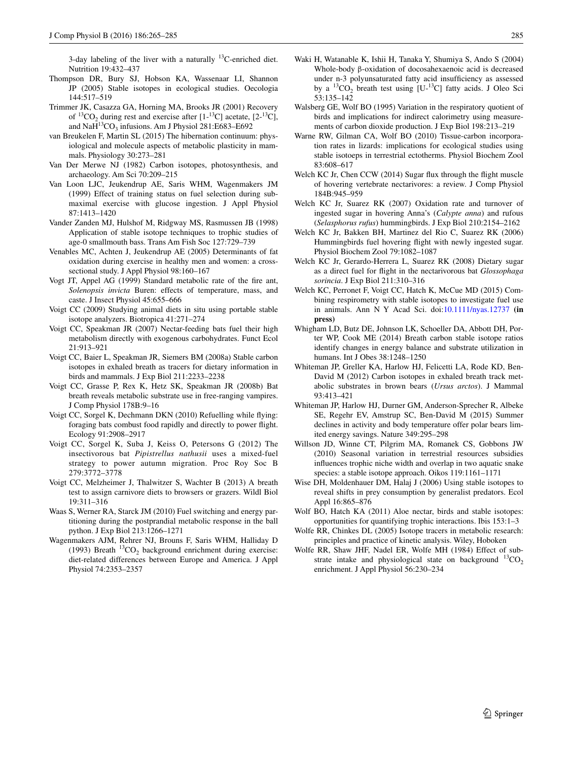3-day labeling of the liver with a naturally $^{13}C$-enriched diet. Nutrition 19:432–437

Thompson DR, Bury SJ, Hobson KA, Wassenaar LI, Shannon JP (2005) Stable isotopes in ecological studies. Oecologia 144:517–519

Trimmer JK, Casazza GA, Horning MA, Brooks JR (2001) Recovery of $^{13}CO_2$ during rest and exercise after [1-$^{13}C$] acetate, [2-$^{13}C$], and $NaH^{13}CO_3$ infusions. Am J Physiol 281:E683–E692

van Breukelen F, Martin SL (2015) The hibernation continuum: physiological and molecule aspects of metabolic plasticity in mammals. Physiology 30:273–281

Van Der Merwe NJ (1982) Carbon isotopes, photosynthesis, and archaeology. Am Sci 70:209–215

Van Loon LJC, Jeukendrup AE, Saris WHM, Wagenmakers JM (1999) Effect of training status on fuel selection during submaximal exercise with glucose ingestion. J Appl Physiol 87:1413–1420

Vander Zanden MJ, Hulshof M, Ridgway MS, Rasmussen JB (1998) Application of stable isotope techniques to trophic studies of age-0 smallmouth bass. Trans Am Fish Soc 127:729–739

Venables MC, Achten J, Jeukendrup AE (2005) Determinants of fat oxidation during exercise in healthy men and women: a cross-sectional study. J Appl Physiol 98:160–167

Vogt JT, Appel AG (1999) Standard metabolic rate of the fire ant, *Solenopsis invicta* Buren: effects of temperature, mass, and caste. J Insect Physiol 45:655–666

Voigt CC (2009) Studying animal diets in situ using portable stable isotope analyzers. Biotropica 41:271–274

Voigt CC, Speakman JR (2007) Nectar-feeding bats fuel their high metabolism directly with exogenous carbohydrates. Funct Ecol 21:913–921

Voigt CC, Baier L, Speakman JR, Siemers BM (2008a) Stable carbon isotopes in exhaled breath as tracers for dietary information in birds and mammals. J Exp Biol 211:2233–2238

Voigt CC, Grasse P, Rex K, Hetz SK, Speakman JR (2008b) Bat breath reveals metabolic substrate use in free-ranging vampires. J Comp Physiol 178B:9–16

Voigt CC, Sorgel K, Dechmann DKN (2010) Refuelling while flying: foraging bats combust food rapidly and directly to power flight. Ecology 91:2908–2917

Voigt CC, Sorgel K, Suba J, Keiss O, Petersons G (2012) The insectivorous bat *Pipistrellus nathusii* uses a mixed-fuel strategy to power autumn migration. Proc Roy Soc B 279:3772–3778

Voigt CC, Melzheimer J, Thalwitzer S, Wachter B (2013) A breath test to assign carnivore diets to browsers or grazers. Wildl Biol 19:311–316

Waas S, Werner RA, Starck JM (2010) Fuel switching and energy partitioning during the postprandial metabolic response in the ball python. J Exp Biol 213:1266–1271

Wagenmakers AJM, Rehrer NJ, Brouns F, Saris WHM, Halliday D (1993) Breath $^{13}CO_2$ background enrichment during exercise: diet-related differences between Europe and America. J Appl Physiol 74:2353–2357

Waki H, Watanable K, Ishii H, Tanaka Y, Shumiya S, Ando S (2004) Whole-body β-oxidation of docosahexaenoic acid is decreased under n-3 polyunsaturated fatty acid insufficiency as assessed by a $^{13}CO_2$ breath test using [U-$^{13}C$] fatty acids. J Oleo Sci 53:135–142

Walsberg GE, Wolf BO (1995) Variation in the respiratory quotient of birds and implications for indirect calorimetry using measurements of carbon dioxide production. J Exp Biol 198:213–219

Warne RW, Gilman CA, Wolf BO (2010) Tissue-carbon incorporation rates in lizards: implications for ecological studies using stable isotoeps in terrestrial ectotherms. Physiol Biochem Zool 83:608–617

Welch KC Jr, Chen CCW (2014) Sugar flux through the flight muscle of hovering vertebrate nectarivores: a review. J Comp Physiol 184B:945–959

Welch KC Jr, Suarez RK (2007) Oxidation rate and turnover of ingested sugar in hovering Anna's (*Calypte anna*) and rufous (*Selasphorus rufus*) hummingbirds. J Exp Biol 210:2154–2162

Welch KC Jr, Bakken BH, Martinez del Rio C, Suarez RK (2006) Hummingbirds fuel hovering flight with newly ingested sugar. Physiol Biochem Zool 79:1082–1087

Welch KC Jr, Gerardo-Herrera L, Suarez RK (2008) Dietary sugar as a direct fuel for flight in the nectarivorous bat *Glossophaga sorincia*. J Exp Biol 211:310–316

Welch KC, Perronet F, Voigt CC, Hatch K, McCue MD (2015) Combining respirometry with stable isotopes to investigate fuel use in animals. Ann N Y Acad Sci. doi:10.1111/nyas.12737 **(in press)**

Whigham LD, Butz DE, Johnson LK, Schoeller DA, Abbott DH, Porter WP, Cook ME (2014) Breath carbon stable isotope ratios identify changes in energy balance and substrate utilization in humans. Int J Obes 38:1248–1250

Whiteman JP, Greller KA, Harlow HJ, Felicetti LA, Rode KD, Ben-David M (2012) Carbon isotopes in exhaled breath track metabolic substrates in brown bears (*Ursus arctos*). J Mammal 93:413–421

Whiteman JP, Harlow HJ, Durner GM, Anderson-Sprecher R, Albeke SE, Regehr EV, Amstrup SC, Ben-David M (2015) Summer declines in activity and body temperature offer polar bears limited energy savings. Nature 349:295–298

Willson JD, Winne CT, Pilgrim MA, Romanek CS, Gobbons JW (2010) Seasonal variation in terrestrial resources subsidies influences trophic niche width and overlap in two aquatic snake species: a stable isotope approach. Oikos 119:1161–1171

Wise DH, Moldenhauer DM, Halaj J (2006) Using stable isotopes to reveal shifts in prey consumption by generalist predators. Ecol Appl 16:865–876

Wolf BO, Hatch KA (2011) Aloe nectar, birds and stable isotopes: opportunities for quantifying trophic interactions. Ibis 153:1–3

Wolfe RR, Chinkes DL (2005) Isotope tracers in metabolic research: principles and practice of kinetic analysis. Wiley, Hoboken

Wolfe RR, Shaw JHF, Nadel ER, Wolfe MH (1984) Effect of substrate intake and physiological state on background $^{13}CO_2$ enrichment. J Appl Physiol 56:230–234